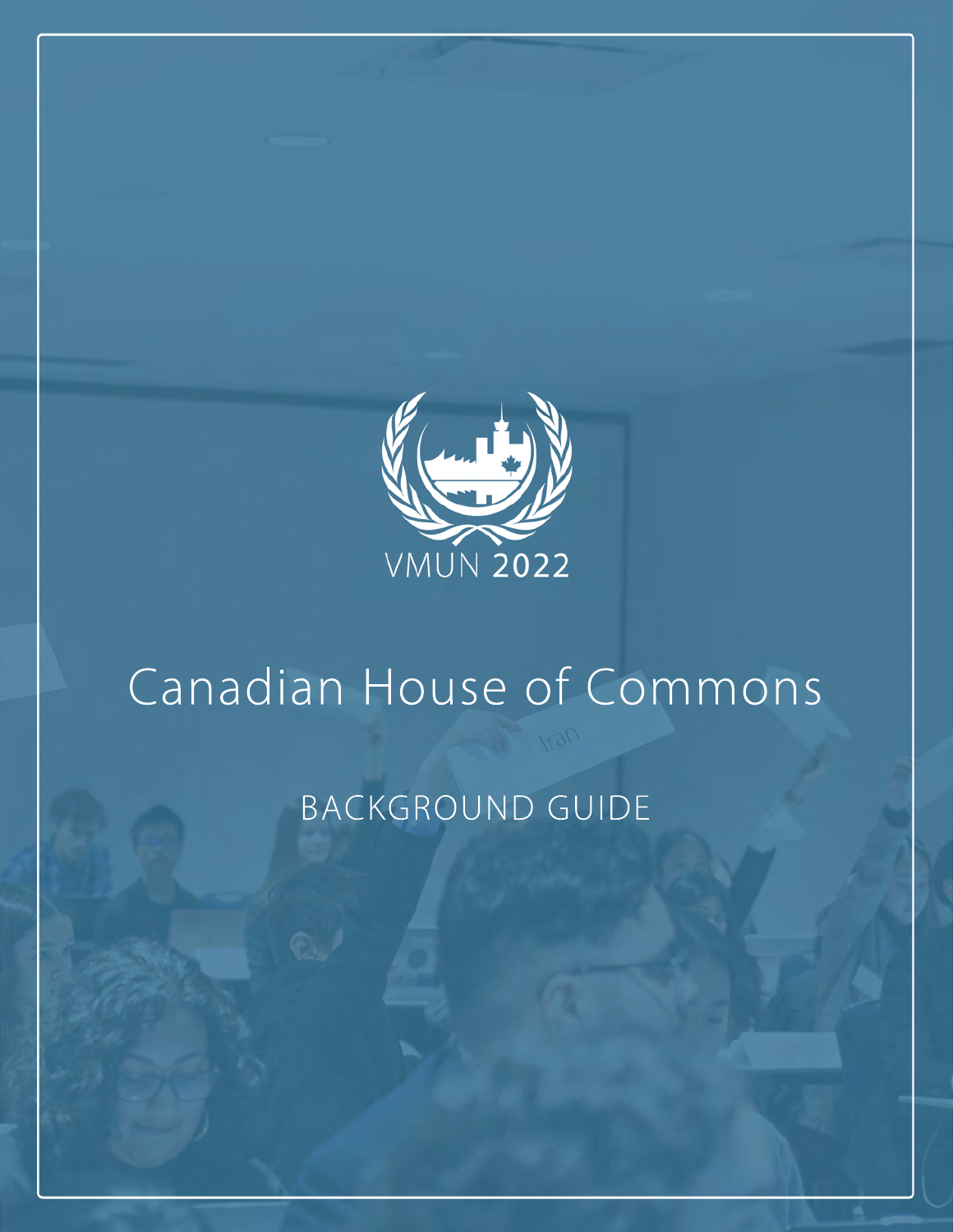VMUN 2022

# Canadian House of Commons

## BACKGROUND GUIDE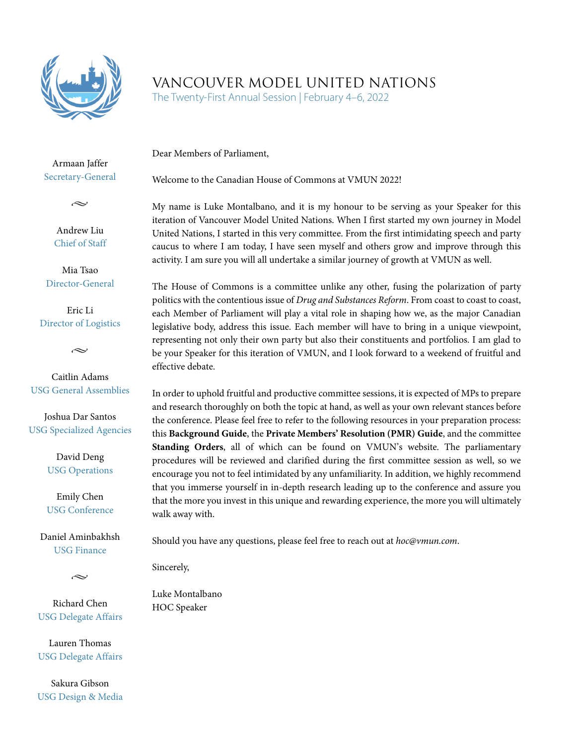# VANCOUVER MODEL UNITED NATIONS

The Twenty-First Annual Session | February 4–6, 2022

Armaan Jaffer
Secretary-General

Andrew Liu
Chief of Staff

Mia Tsao
Director-General

Eric Li
Director of Logistics

Caitlin Adams
USG General Assemblies

Joshua Dar Santos
USG Specialized Agencies

David Deng
USG Operations

Emily Chen
USG Conference

Daniel Aminbakhsh
USG Finance

Richard Chen
USG Delegate Affairs

Lauren Thomas
USG Delegate Affairs

Sakura Gibson
USG Design & Media

Dear Members of Parliament,

Welcome to the Canadian House of Commons at VMUN 2022!

My name is Luke Montalbano, and it is my honour to be serving as your Speaker for this iteration of Vancouver Model United Nations. When I first started my own journey in Model United Nations, I started in this very committee. From the first intimidating speech and party caucus to where I am today, I have seen myself and others grow and improve through this activity. I am sure you will all undertake a similar journey of growth at VMUN as well.

The House of Commons is a committee unlike any other, fusing the polarization of party politics with the contentious issue of *Drug and Substances Reform*. From coast to coast to coast, each Member of Parliament will play a vital role in shaping how we, as the major Canadian legislative body, address this issue. Each member will have to bring in a unique viewpoint, representing not only their own party but also their constituents and portfolios. I am glad to be your Speaker for this iteration of VMUN, and I look forward to a weekend of fruitful and effective debate.

In order to uphold fruitful and productive committee sessions, it is expected of MPs to prepare and research thoroughly on both the topic at hand, as well as your own relevant stances before the conference. Please feel free to refer to the following resources in your preparation process: this **Background Guide**, the **Private Members' Resolution (PMR) Guide**, and the committee **Standing Orders**, all of which can be found on VMUN's website. The parliamentary procedures will be reviewed and clarified during the first committee session as well, so we encourage you not to feel intimidated by any unfamiliarity. In addition, we highly recommend that you immerse yourself in in-depth research leading up to the conference and assure you that the more you invest in this unique and rewarding experience, the more you will ultimately walk away with.

Should you have any questions, please feel free to reach out at *hoc@vmun.com*.

Sincerely,

Luke Montalbano
HOC Speaker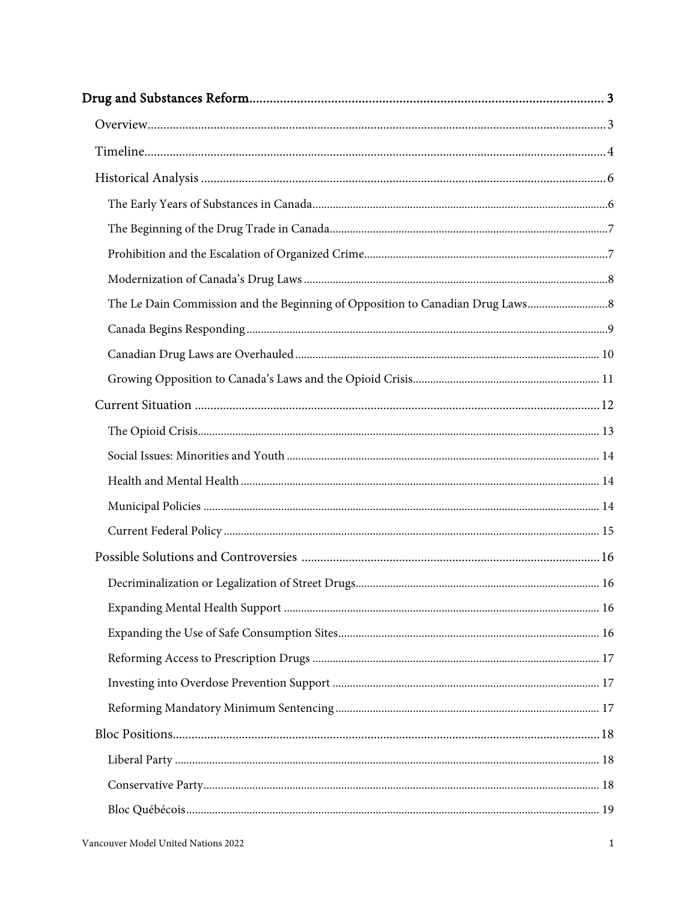Drug and Substances Reform ........ 3

- Overview ........ 3
- Timeline ........ 4
- Historical Analysis ........ 6
  - The Early Years of Substances in Canada ........ 6
  - The Beginning of the Drug Trade in Canada ........ 7
  - Prohibition and the Escalation of Organized Crime ........ 7
  - Modernization of Canada's Drug Laws ........ 8
  - The Le Dain Commission and the Beginning of Opposition to Canadian Drug Laws ........ 8
  - Canada Begins Responding ........ 9
  - Canadian Drug Laws are Overhauled ........ 10
  - Growing Opposition to Canada's Laws and the Opioid Crisis ........ 11
- Current Situation ........ 12
  - The Opioid Crisis ........ 13
  - Social Issues: Minorities and Youth ........ 14
  - Health and Mental Health ........ 14
  - Municipal Policies ........ 14
  - Current Federal Policy ........ 15
- Possible Solutions and Controversies ........ 16
  - Decriminalization or Legalization of Street Drugs ........ 16
  - Expanding Mental Health Support ........ 16
  - Expanding the Use of Safe Consumption Sites ........ 16
  - Reforming Access to Prescription Drugs ........ 17
  - Investing into Overdose Prevention Support ........ 17
  - Reforming Mandatory Minimum Sentencing ........ 17
- Bloc Positions ........ 18
  - Liberal Party ........ 18
  - Conservative Party ........ 18
  - Bloc Québécois ........ 19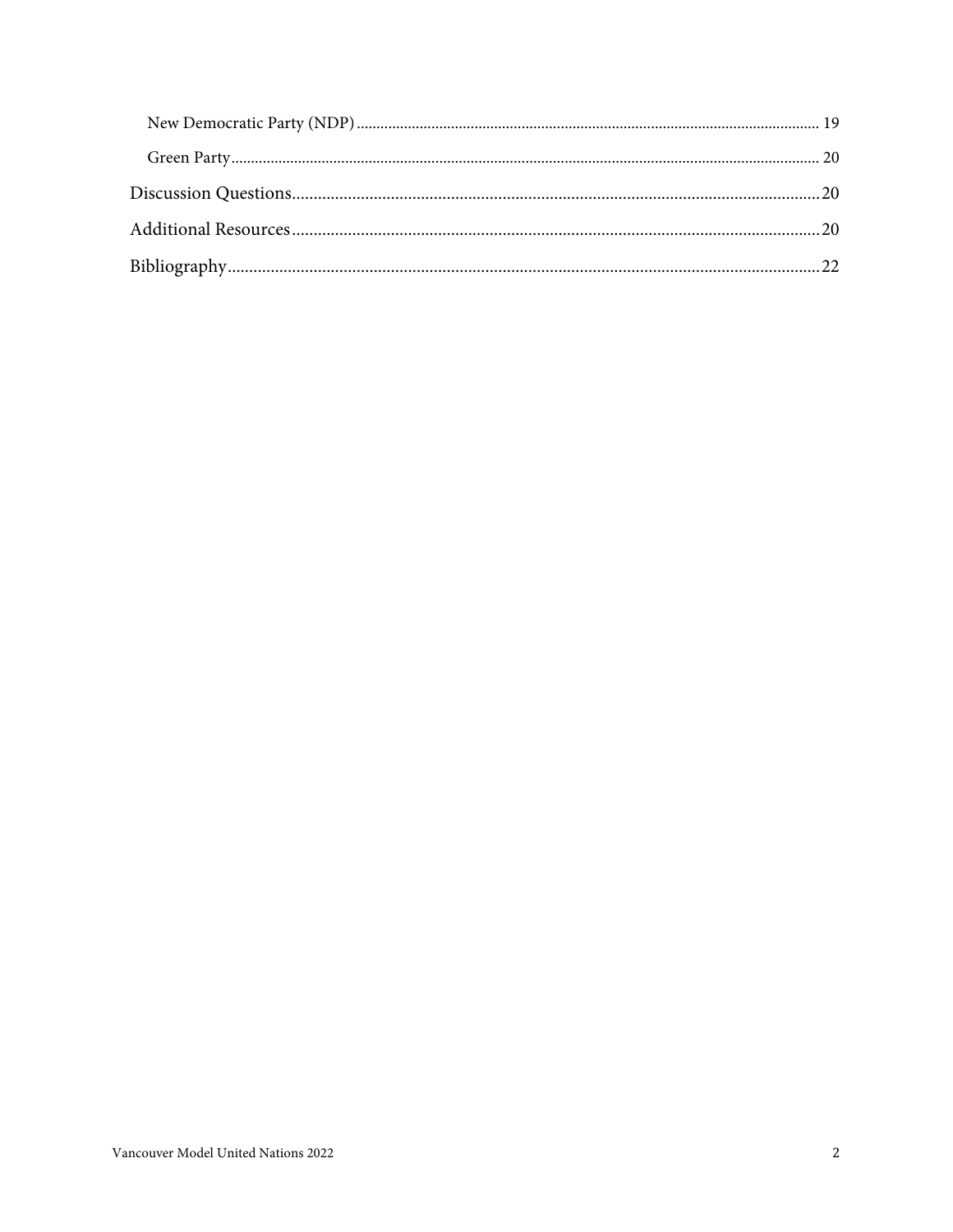New Democratic Party (NDP) .......... 19

Green Party .......... 20

Discussion Questions .......... 20

Additional Resources .......... 20

Bibliography .......... 22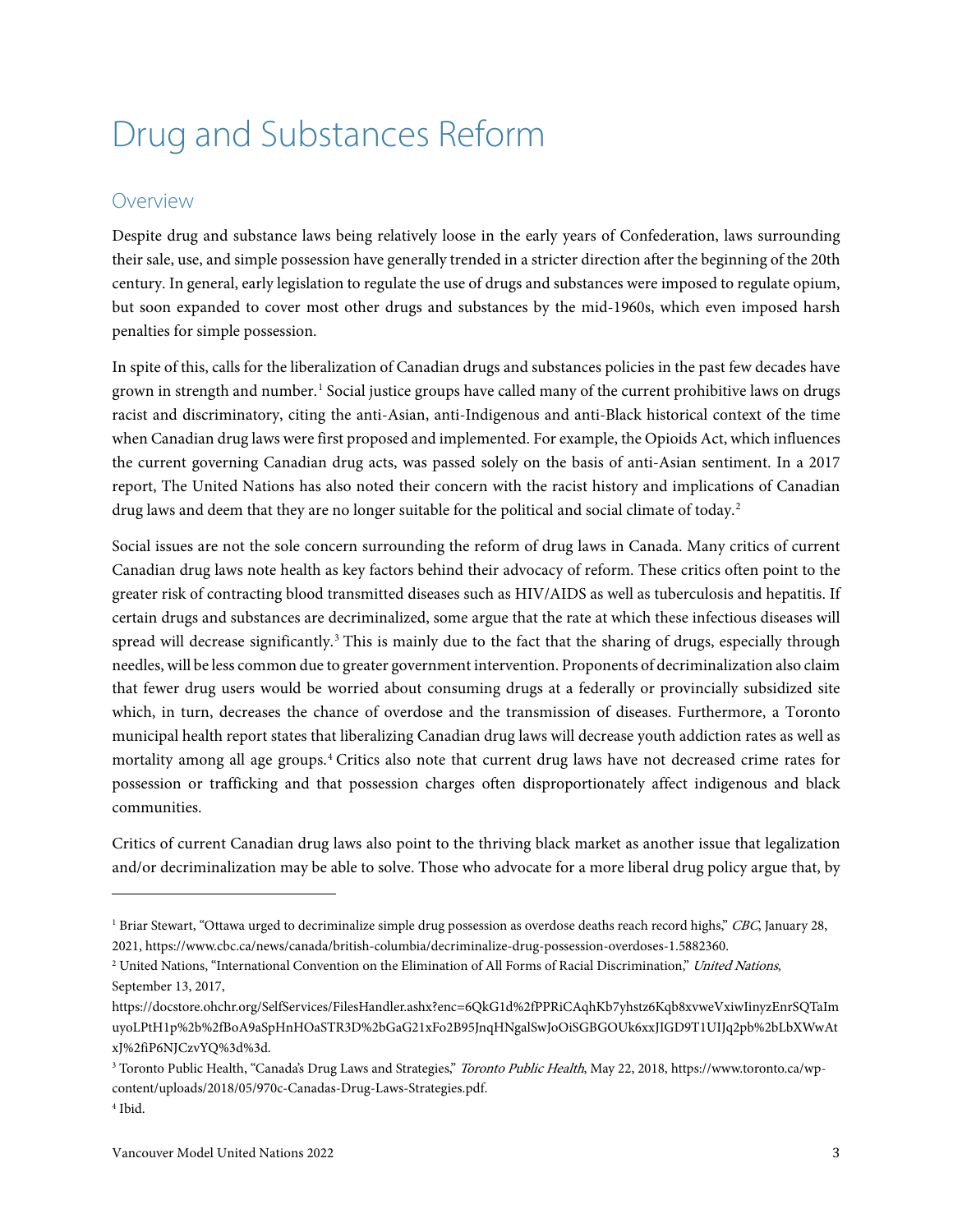# Drug and Substances Reform

## Overview

Despite drug and substance laws being relatively loose in the early years of Confederation, laws surrounding their sale, use, and simple possession have generally trended in a stricter direction after the beginning of the 20th century. In general, early legislation to regulate the use of drugs and substances were imposed to regulate opium, but soon expanded to cover most other drugs and substances by the mid-1960s, which even imposed harsh penalties for simple possession.

In spite of this, calls for the liberalization of Canadian drugs and substances policies in the past few decades have grown in strength and number.[1] Social justice groups have called many of the current prohibitive laws on drugs racist and discriminatory, citing the anti-Asian, anti-Indigenous and anti-Black historical context of the time when Canadian drug laws were first proposed and implemented. For example, the Opioids Act, which influences the current governing Canadian drug acts, was passed solely on the basis of anti-Asian sentiment. In a 2017 report, The United Nations has also noted their concern with the racist history and implications of Canadian drug laws and deem that they are no longer suitable for the political and social climate of today.[2]

Social issues are not the sole concern surrounding the reform of drug laws in Canada. Many critics of current Canadian drug laws note health as key factors behind their advocacy of reform. These critics often point to the greater risk of contracting blood transmitted diseases such as HIV/AIDS as well as tuberculosis and hepatitis. If certain drugs and substances are decriminalized, some argue that the rate at which these infectious diseases will spread will decrease significantly.[3] This is mainly due to the fact that the sharing of drugs, especially through needles, will be less common due to greater government intervention. Proponents of decriminalization also claim that fewer drug users would be worried about consuming drugs at a federally or provincially subsidized site which, in turn, decreases the chance of overdose and the transmission of diseases. Furthermore, a Toronto municipal health report states that liberalizing Canadian drug laws will decrease youth addiction rates as well as mortality among all age groups.[4] Critics also note that current drug laws have not decreased crime rates for possession or trafficking and that possession charges often disproportionately affect indigenous and black communities.

Critics of current Canadian drug laws also point to the thriving black market as another issue that legalization and/or decriminalization may be able to solve. Those who advocate for a more liberal drug policy argue that, by

---

[1] Briar Stewart, "Ottawa urged to decriminalize simple drug possession as overdose deaths reach record highs," *CBC*, January 28, 2021, https://www.cbc.ca/news/canada/british-columbia/decriminalize-drug-possession-overdoses-1.5882360.

[2] United Nations, "International Convention on the Elimination of All Forms of Racial Discrimination," *United Nations*, September 13, 2017, https://docstore.ohchr.org/SelfServices/FilesHandler.ashx?enc=6QkG1d%2fPPRiCAqhKb7yhstz6Kqb8xvweVxiwIinyzEnrSQTaImuyoLPtH1p%2b%2fBoA9aSpHnHOaSTR3D%2bGaG21xFo2B95JnqHNgalSwJoOiSGBGOUk6xxJIGD9T1UIJq2pb%2bLbXWwAtxJ%2fiP6NJCzvYQ%3d%3d.

[3] Toronto Public Health, "Canada's Drug Laws and Strategies," *Toronto Public Health*, May 22, 2018, https://www.toronto.ca/wp-content/uploads/2018/05/970c-Canadas-Drug-Laws-Strategies.pdf.

[4] Ibid.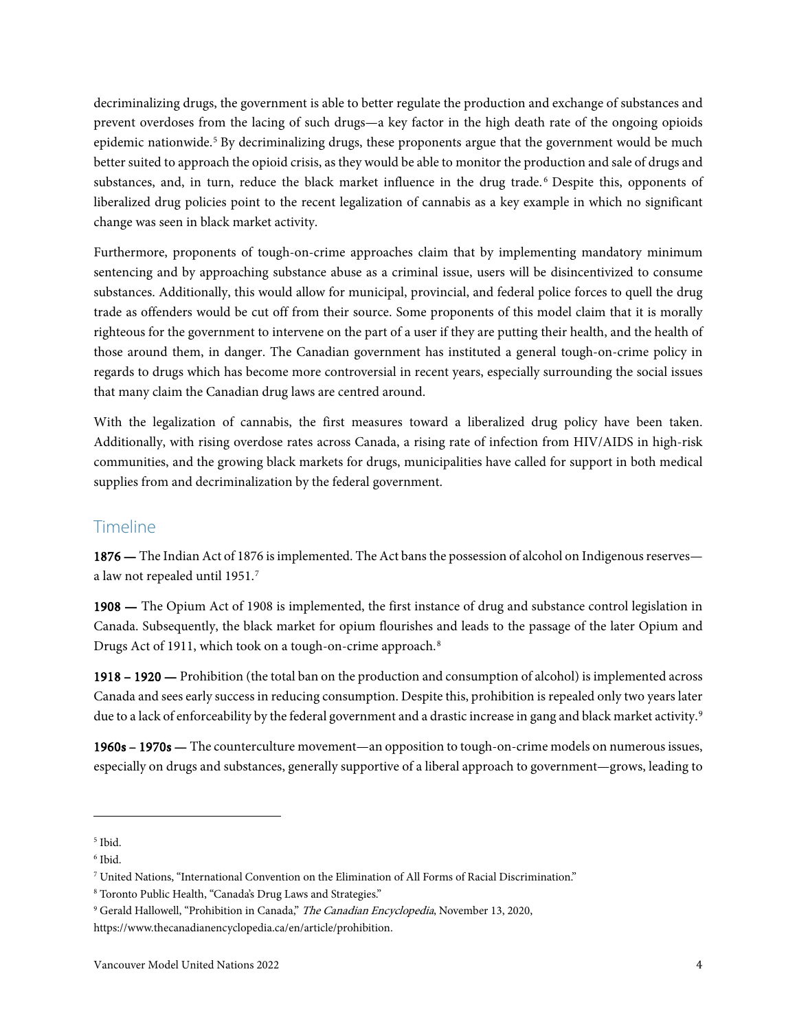decriminalizing drugs, the government is able to better regulate the production and exchange of substances and prevent overdoses from the lacing of such drugs—a key factor in the high death rate of the ongoing opioids epidemic nationwide.[5] By decriminalizing drugs, these proponents argue that the government would be much better suited to approach the opioid crisis, as they would be able to monitor the production and sale of drugs and substances, and, in turn, reduce the black market influence in the drug trade.[6] Despite this, opponents of liberalized drug policies point to the recent legalization of cannabis as a key example in which no significant change was seen in black market activity.

Furthermore, proponents of tough-on-crime approaches claim that by implementing mandatory minimum sentencing and by approaching substance abuse as a criminal issue, users will be disincentivized to consume substances. Additionally, this would allow for municipal, provincial, and federal police forces to quell the drug trade as offenders would be cut off from their source. Some proponents of this model claim that it is morally righteous for the government to intervene on the part of a user if they are putting their health, and the health of those around them, in danger. The Canadian government has instituted a general tough-on-crime policy in regards to drugs which has become more controversial in recent years, especially surrounding the social issues that many claim the Canadian drug laws are centred around.

With the legalization of cannabis, the first measures toward a liberalized drug policy have been taken. Additionally, with rising overdose rates across Canada, a rising rate of infection from HIV/AIDS in high-risk communities, and the growing black markets for drugs, municipalities have called for support in both medical supplies from and decriminalization by the federal government.

## Timeline

**1876 —** The Indian Act of 1876 is implemented. The Act bans the possession of alcohol on Indigenous reserves—a law not repealed until 1951.[7]

**1908 —** The Opium Act of 1908 is implemented, the first instance of drug and substance control legislation in Canada. Subsequently, the black market for opium flourishes and leads to the passage of the later Opium and Drugs Act of 1911, which took on a tough-on-crime approach.[8]

**1918 – 1920 —** Prohibition (the total ban on the production and consumption of alcohol) is implemented across Canada and sees early success in reducing consumption. Despite this, prohibition is repealed only two years later due to a lack of enforceability by the federal government and a drastic increase in gang and black market activity.[9]

**1960s – 1970s —** The counterculture movement—an opposition to tough-on-crime models on numerous issues, especially on drugs and substances, generally supportive of a liberal approach to government—grows, leading to

---

[5] Ibid.

[6] Ibid.

[7] United Nations, "International Convention on the Elimination of All Forms of Racial Discrimination."

[8] Toronto Public Health, "Canada's Drug Laws and Strategies."

[9] Gerald Hallowell, "Prohibition in Canada," *The Canadian Encyclopedia*, November 13, 2020, https://www.thecanadianencyclopedia.ca/en/article/prohibition.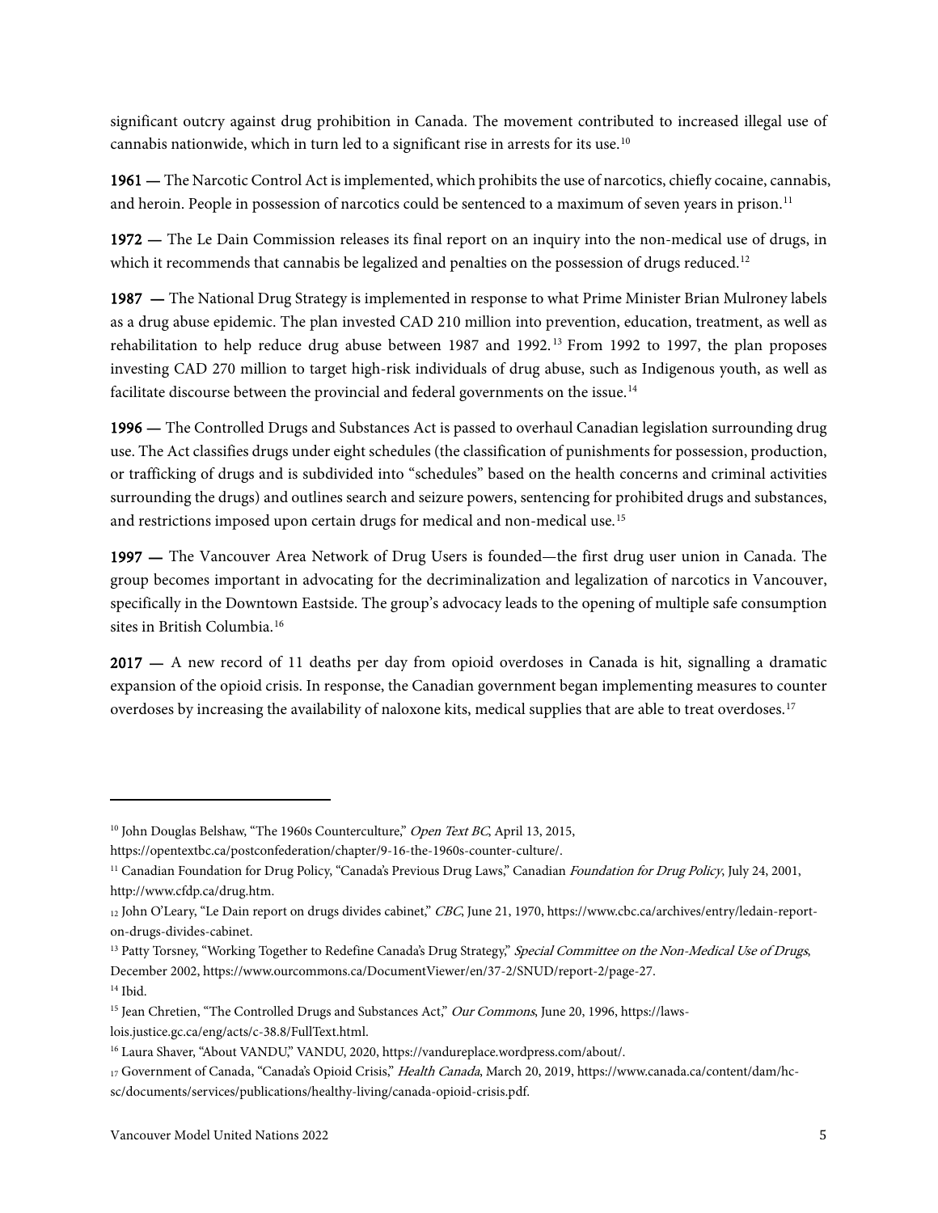significant outcry against drug prohibition in Canada. The movement contributed to increased illegal use of cannabis nationwide, which in turn led to a significant rise in arrests for its use.[10]

**1961 —** The Narcotic Control Act is implemented, which prohibits the use of narcotics, chiefly cocaine, cannabis, and heroin. People in possession of narcotics could be sentenced to a maximum of seven years in prison.[11]

**1972 —** The Le Dain Commission releases its final report on an inquiry into the non-medical use of drugs, in which it recommends that cannabis be legalized and penalties on the possession of drugs reduced.[12]

**1987 —** The National Drug Strategy is implemented in response to what Prime Minister Brian Mulroney labels as a drug abuse epidemic. The plan invested CAD 210 million into prevention, education, treatment, as well as rehabilitation to help reduce drug abuse between 1987 and 1992.[13] From 1992 to 1997, the plan proposes investing CAD 270 million to target high-risk individuals of drug abuse, such as Indigenous youth, as well as facilitate discourse between the provincial and federal governments on the issue.[14]

**1996 —** The Controlled Drugs and Substances Act is passed to overhaul Canadian legislation surrounding drug use. The Act classifies drugs under eight schedules (the classification of punishments for possession, production, or trafficking of drugs and is subdivided into "schedules" based on the health concerns and criminal activities surrounding the drugs) and outlines search and seizure powers, sentencing for prohibited drugs and substances, and restrictions imposed upon certain drugs for medical and non-medical use.[15]

**1997 —** The Vancouver Area Network of Drug Users is founded—the first drug user union in Canada. The group becomes important in advocating for the decriminalization and legalization of narcotics in Vancouver, specifically in the Downtown Eastside. The group's advocacy leads to the opening of multiple safe consumption sites in British Columbia.[16]

**2017 —** A new record of 11 deaths per day from opioid overdoses in Canada is hit, signalling a dramatic expansion of the opioid crisis. In response, the Canadian government began implementing measures to counter overdoses by increasing the availability of naloxone kits, medical supplies that are able to treat overdoses.[17]

---

[10] John Douglas Belshaw, "The 1960s Counterculture," *Open Text BC*, April 13, 2015, https://opentextbc.ca/postconfederation/chapter/9-16-the-1960s-counter-culture/.

[11] Canadian Foundation for Drug Policy, "Canada's Previous Drug Laws," Canadian *Foundation for Drug Policy*, July 24, 2001, http://www.cfdp.ca/drug.htm.

[12] John O'Leary, "Le Dain report on drugs divides cabinet," *CBC*, June 21, 1970, https://www.cbc.ca/archives/entry/ledain-report-on-drugs-divides-cabinet.

[13] Patty Torsney, "Working Together to Redefine Canada's Drug Strategy," *Special Committee on the Non-Medical Use of Drugs*, December 2002, https://www.ourcommons.ca/DocumentViewer/en/37-2/SNUD/report-2/page-27.

[14] Ibid.

[15] Jean Chretien, "The Controlled Drugs and Substances Act," *Our Commons*, June 20, 1996, https://laws-lois.justice.gc.ca/eng/acts/c-38.8/FullText.html.

[16] Laura Shaver, "About VANDU," VANDU, 2020, https://vandureplace.wordpress.com/about/.

[17] Government of Canada, "Canada's Opioid Crisis," *Health Canada*, March 20, 2019, https://www.canada.ca/content/dam/hc-sc/documents/services/publications/healthy-living/canada-opioid-crisis.pdf.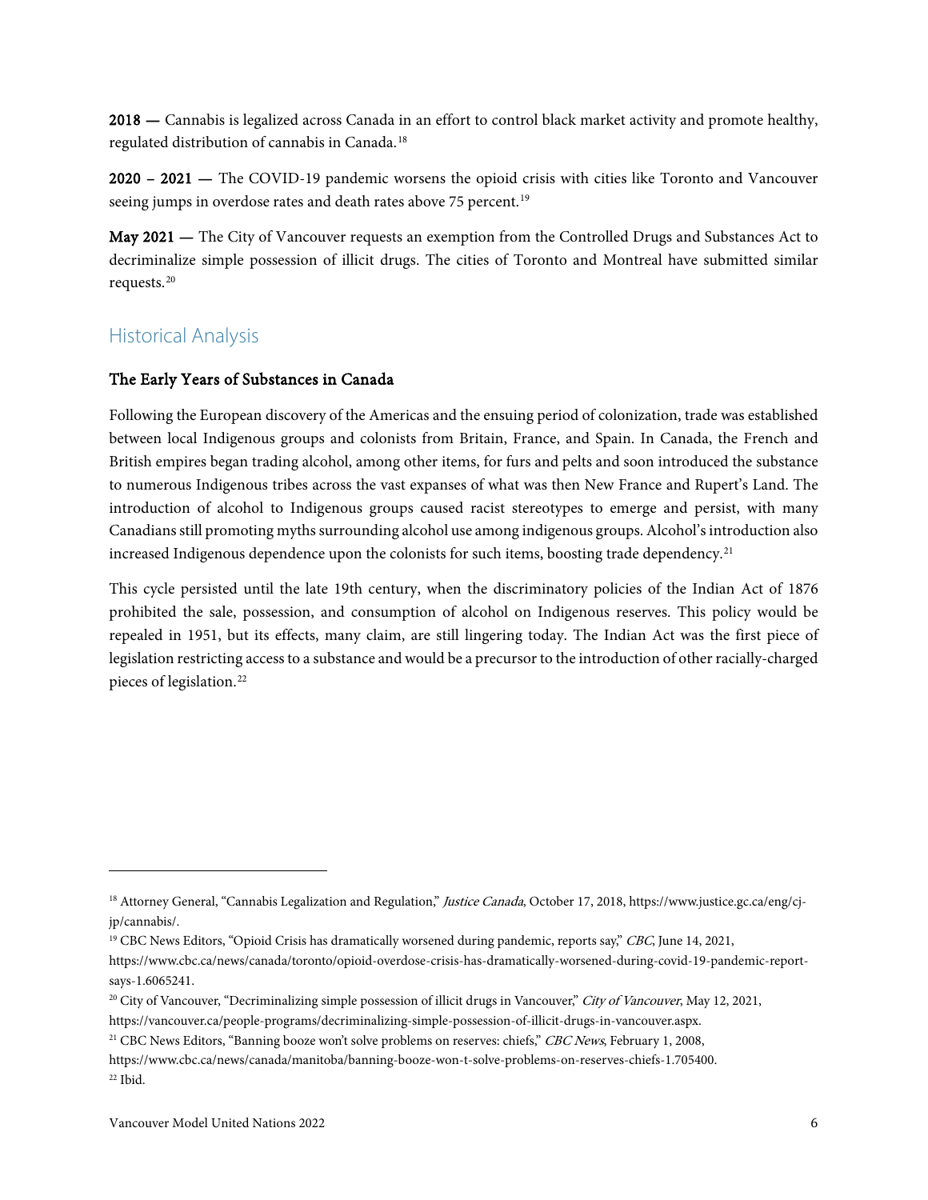**2018 —** Cannabis is legalized across Canada in an effort to control black market activity and promote healthy, regulated distribution of cannabis in Canada.[18]

**2020 – 2021 —** The COVID-19 pandemic worsens the opioid crisis with cities like Toronto and Vancouver seeing jumps in overdose rates and death rates above 75 percent.[19]

**May 2021 —** The City of Vancouver requests an exemption from the Controlled Drugs and Substances Act to decriminalize simple possession of illicit drugs. The cities of Toronto and Montreal have submitted similar requests.[20]

## Historical Analysis

### The Early Years of Substances in Canada

Following the European discovery of the Americas and the ensuing period of colonization, trade was established between local Indigenous groups and colonists from Britain, France, and Spain. In Canada, the French and British empires began trading alcohol, among other items, for furs and pelts and soon introduced the substance to numerous Indigenous tribes across the vast expanses of what was then New France and Rupert's Land. The introduction of alcohol to Indigenous groups caused racist stereotypes to emerge and persist, with many Canadians still promoting myths surrounding alcohol use among indigenous groups. Alcohol's introduction also increased Indigenous dependence upon the colonists for such items, boosting trade dependency.[21]

This cycle persisted until the late 19th century, when the discriminatory policies of the Indian Act of 1876 prohibited the sale, possession, and consumption of alcohol on Indigenous reserves. This policy would be repealed in 1951, but its effects, many claim, are still lingering today. The Indian Act was the first piece of legislation restricting access to a substance and would be a precursor to the introduction of other racially-charged pieces of legislation.[22]

---

[18] Attorney General, "Cannabis Legalization and Regulation," *Justice Canada*, October 17, 2018, https://www.justice.gc.ca/eng/cj-jp/cannabis/.

[19] CBC News Editors, "Opioid Crisis has dramatically worsened during pandemic, reports say," *CBC*, June 14, 2021, https://www.cbc.ca/news/canada/toronto/opioid-overdose-crisis-has-dramatically-worsened-during-covid-19-pandemic-report-says-1.6065241.

[20] City of Vancouver, "Decriminalizing simple possession of illicit drugs in Vancouver," *City of Vancouver*, May 12, 2021, https://vancouver.ca/people-programs/decriminalizing-simple-possession-of-illicit-drugs-in-vancouver.aspx.

[21] CBC News Editors, "Banning booze won't solve problems on reserves: chiefs," *CBC News*, February 1, 2008, https://www.cbc.ca/news/canada/manitoba/banning-booze-won-t-solve-problems-on-reserves-chiefs-1.705400.

[22] Ibid.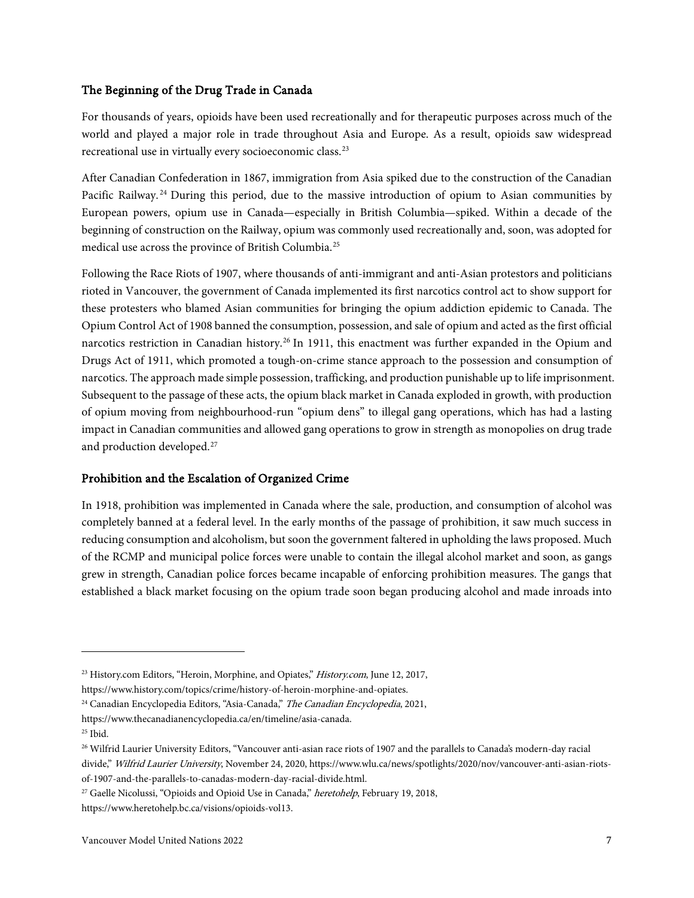## The Beginning of the Drug Trade in Canada

For thousands of years, opioids have been used recreationally and for therapeutic purposes across much of the world and played a major role in trade throughout Asia and Europe. As a result, opioids saw widespread recreational use in virtually every socioeconomic class.[23]

After Canadian Confederation in 1867, immigration from Asia spiked due to the construction of the Canadian Pacific Railway.[24] During this period, due to the massive introduction of opium to Asian communities by European powers, opium use in Canada—especially in British Columbia—spiked. Within a decade of the beginning of construction on the Railway, opium was commonly used recreationally and, soon, was adopted for medical use across the province of British Columbia.[25]

Following the Race Riots of 1907, where thousands of anti-immigrant and anti-Asian protestors and politicians rioted in Vancouver, the government of Canada implemented its first narcotics control act to show support for these protesters who blamed Asian communities for bringing the opium addiction epidemic to Canada. The Opium Control Act of 1908 banned the consumption, possession, and sale of opium and acted as the first official narcotics restriction in Canadian history.[26] In 1911, this enactment was further expanded in the Opium and Drugs Act of 1911, which promoted a tough-on-crime stance approach to the possession and consumption of narcotics. The approach made simple possession, trafficking, and production punishable up to life imprisonment. Subsequent to the passage of these acts, the opium black market in Canada exploded in growth, with production of opium moving from neighbourhood-run "opium dens" to illegal gang operations, which has had a lasting impact in Canadian communities and allowed gang operations to grow in strength as monopolies on drug trade and production developed.[27]

## Prohibition and the Escalation of Organized Crime

In 1918, prohibition was implemented in Canada where the sale, production, and consumption of alcohol was completely banned at a federal level. In the early months of the passage of prohibition, it saw much success in reducing consumption and alcoholism, but soon the government faltered in upholding the laws proposed. Much of the RCMP and municipal police forces were unable to contain the illegal alcohol market and soon, as gangs grew in strength, Canadian police forces became incapable of enforcing prohibition measures. The gangs that established a black market focusing on the opium trade soon began producing alcohol and made inroads into

---

[23] History.com Editors, "Heroin, Morphine, and Opiates," *History.com*, June 12, 2017, https://www.history.com/topics/crime/history-of-heroin-morphine-and-opiates.

[24] Canadian Encyclopedia Editors, "Asia-Canada," *The Canadian Encyclopedia*, 2021, https://www.thecanadianencyclopedia.ca/en/timeline/asia-canada.

[25] Ibid.

[26] Wilfrid Laurier University Editors, "Vancouver anti-asian race riots of 1907 and the parallels to Canada's modern-day racial divide," *Wilfrid Laurier University*, November 24, 2020, https://www.wlu.ca/news/spotlights/2020/nov/vancouver-anti-asian-riots-of-1907-and-the-parallels-to-canadas-modern-day-racial-divide.html.

[27] Gaelle Nicolussi, "Opioids and Opioid Use in Canada," *heretohelp*, February 19, 2018, https://www.heretohelp.bc.ca/visions/opioids-vol13.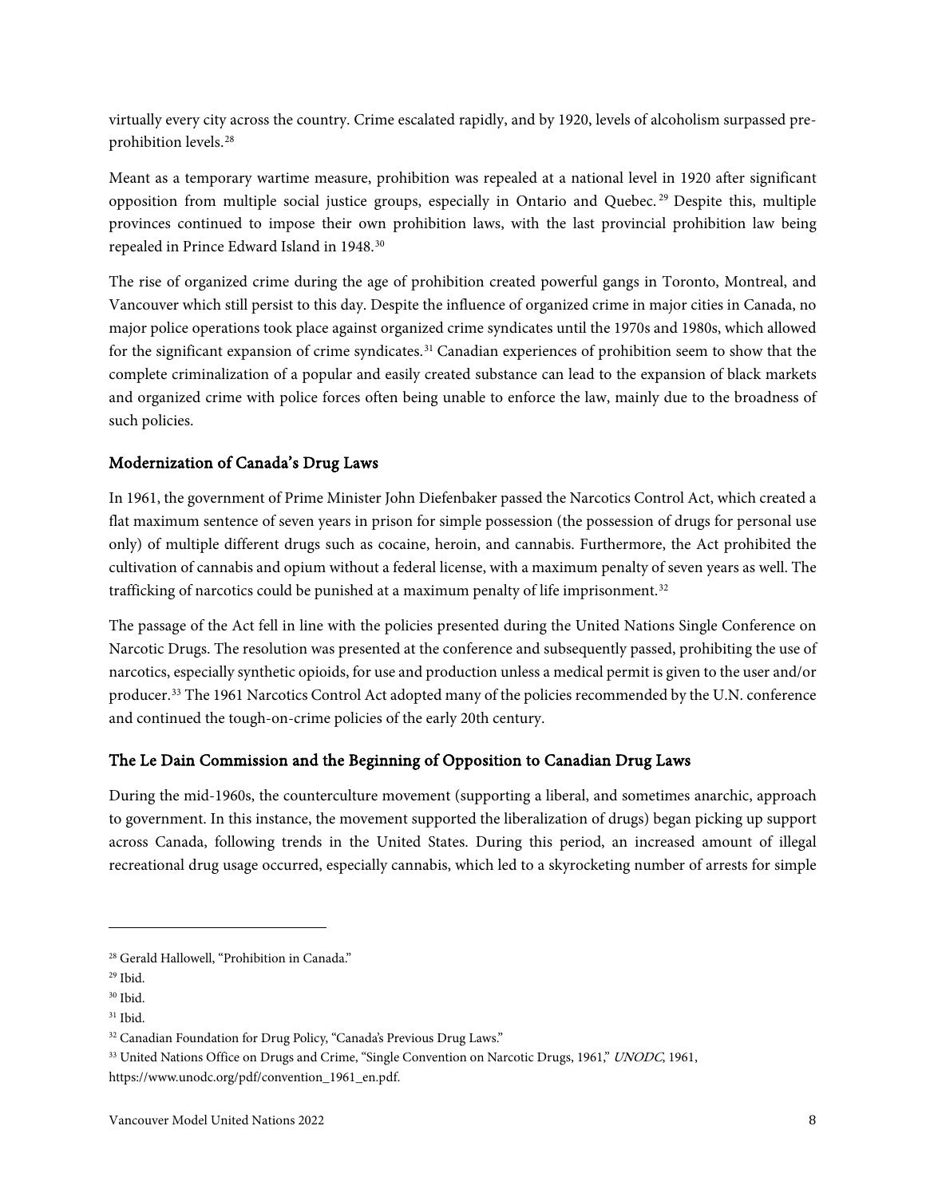virtually every city across the country. Crime escalated rapidly, and by 1920, levels of alcoholism surpassed pre-prohibition levels.[28]

Meant as a temporary wartime measure, prohibition was repealed at a national level in 1920 after significant opposition from multiple social justice groups, especially in Ontario and Quebec.[29] Despite this, multiple provinces continued to impose their own prohibition laws, with the last provincial prohibition law being repealed in Prince Edward Island in 1948.[30]

The rise of organized crime during the age of prohibition created powerful gangs in Toronto, Montreal, and Vancouver which still persist to this day. Despite the influence of organized crime in major cities in Canada, no major police operations took place against organized crime syndicates until the 1970s and 1980s, which allowed for the significant expansion of crime syndicates.[31] Canadian experiences of prohibition seem to show that the complete criminalization of a popular and easily created substance can lead to the expansion of black markets and organized crime with police forces often being unable to enforce the law, mainly due to the broadness of such policies.

### Modernization of Canada's Drug Laws

In 1961, the government of Prime Minister John Diefenbaker passed the Narcotics Control Act, which created a flat maximum sentence of seven years in prison for simple possession (the possession of drugs for personal use only) of multiple different drugs such as cocaine, heroin, and cannabis. Furthermore, the Act prohibited the cultivation of cannabis and opium without a federal license, with a maximum penalty of seven years as well. The trafficking of narcotics could be punished at a maximum penalty of life imprisonment.[32]

The passage of the Act fell in line with the policies presented during the United Nations Single Conference on Narcotic Drugs. The resolution was presented at the conference and subsequently passed, prohibiting the use of narcotics, especially synthetic opioids, for use and production unless a medical permit is given to the user and/or producer.[33] The 1961 Narcotics Control Act adopted many of the policies recommended by the U.N. conference and continued the tough-on-crime policies of the early 20th century.

### The Le Dain Commission and the Beginning of Opposition to Canadian Drug Laws

During the mid-1960s, the counterculture movement (supporting a liberal, and sometimes anarchic, approach to government. In this instance, the movement supported the liberalization of drugs) began picking up support across Canada, following trends in the United States. During this period, an increased amount of illegal recreational drug usage occurred, especially cannabis, which led to a skyrocketing number of arrests for simple

---

[28] Gerald Hallowell, "Prohibition in Canada."

[29] Ibid.

[30] Ibid.

[31] Ibid.

[32] Canadian Foundation for Drug Policy, "Canada's Previous Drug Laws."

[33] United Nations Office on Drugs and Crime, "Single Convention on Narcotic Drugs, 1961," *UNODC*, 1961, https://www.unodc.org/pdf/convention_1961_en.pdf.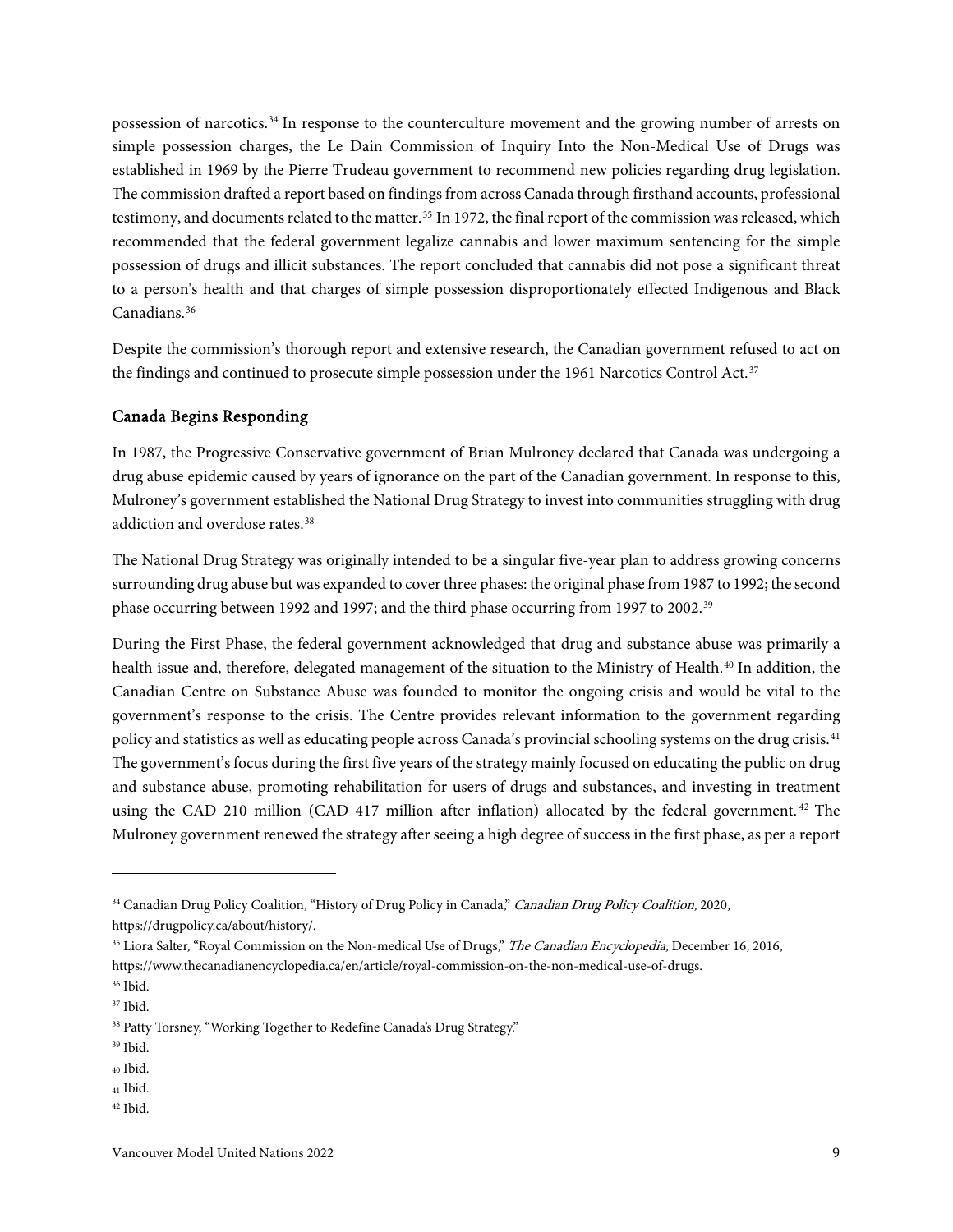possession of narcotics.[34] In response to the counterculture movement and the growing number of arrests on simple possession charges, the Le Dain Commission of Inquiry Into the Non-Medical Use of Drugs was established in 1969 by the Pierre Trudeau government to recommend new policies regarding drug legislation. The commission drafted a report based on findings from across Canada through firsthand accounts, professional testimony, and documents related to the matter.[35] In 1972, the final report of the commission was released, which recommended that the federal government legalize cannabis and lower maximum sentencing for the simple possession of drugs and illicit substances. The report concluded that cannabis did not pose a significant threat to a person's health and that charges of simple possession disproportionately effected Indigenous and Black Canadians.[36]

Despite the commission's thorough report and extensive research, the Canadian government refused to act on the findings and continued to prosecute simple possession under the 1961 Narcotics Control Act.[37]

## Canada Begins Responding

In 1987, the Progressive Conservative government of Brian Mulroney declared that Canada was undergoing a drug abuse epidemic caused by years of ignorance on the part of the Canadian government. In response to this, Mulroney's government established the National Drug Strategy to invest into communities struggling with drug addiction and overdose rates.[38]

The National Drug Strategy was originally intended to be a singular five-year plan to address growing concerns surrounding drug abuse but was expanded to cover three phases: the original phase from 1987 to 1992; the second phase occurring between 1992 and 1997; and the third phase occurring from 1997 to 2002.[39]

During the First Phase, the federal government acknowledged that drug and substance abuse was primarily a health issue and, therefore, delegated management of the situation to the Ministry of Health.[40] In addition, the Canadian Centre on Substance Abuse was founded to monitor the ongoing crisis and would be vital to the government's response to the crisis. The Centre provides relevant information to the government regarding policy and statistics as well as educating people across Canada's provincial schooling systems on the drug crisis.[41] The government's focus during the first five years of the strategy mainly focused on educating the public on drug and substance abuse, promoting rehabilitation for users of drugs and substances, and investing in treatment using the CAD 210 million (CAD 417 million after inflation) allocated by the federal government.[42] The Mulroney government renewed the strategy after seeing a high degree of success in the first phase, as per a report

---

[34] Canadian Drug Policy Coalition, "History of Drug Policy in Canada," *Canadian Drug Policy Coalition*, 2020, https://drugpolicy.ca/about/history/.

[35] Liora Salter, "Royal Commission on the Non-medical Use of Drugs," *The Canadian Encyclopedia*, December 16, 2016, https://www.thecanadianencyclopedia.ca/en/article/royal-commission-on-the-non-medical-use-of-drugs.

[36] Ibid.

[37] Ibid.

[38] Patty Torsney, "Working Together to Redefine Canada's Drug Strategy."

[39] Ibid.

[40] Ibid.

[41] Ibid.

[42] Ibid.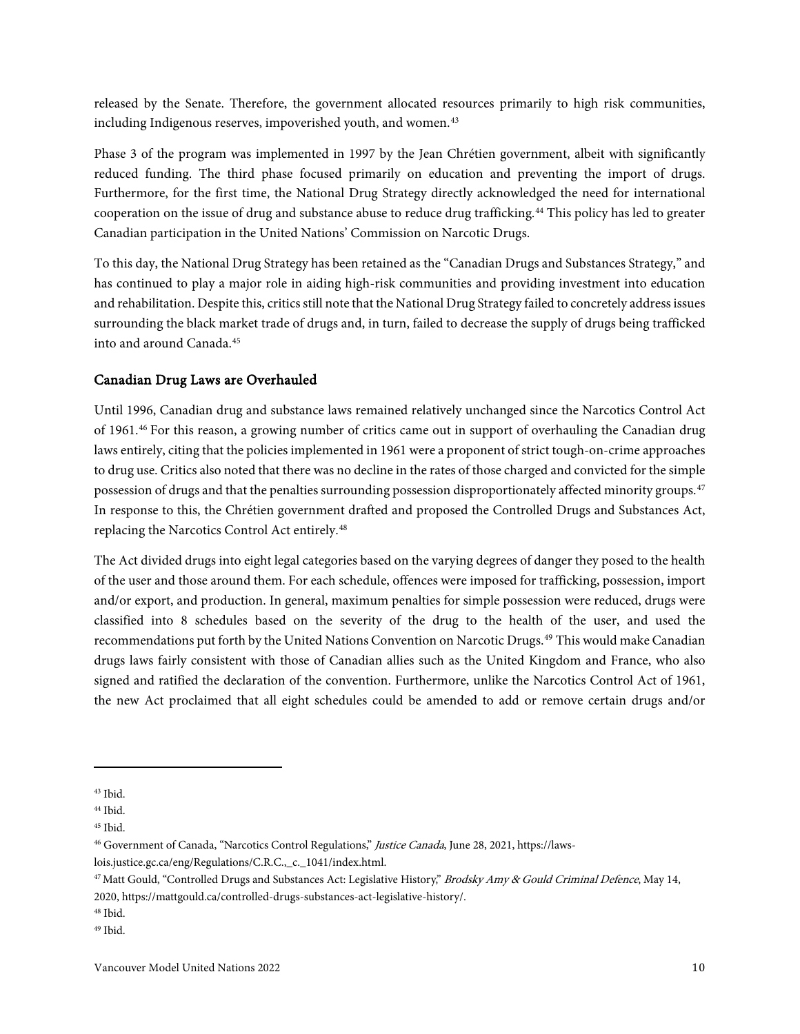released by the Senate. Therefore, the government allocated resources primarily to high risk communities, including Indigenous reserves, impoverished youth, and women.[43]

Phase 3 of the program was implemented in 1997 by the Jean Chrétien government, albeit with significantly reduced funding. The third phase focused primarily on education and preventing the import of drugs. Furthermore, for the first time, the National Drug Strategy directly acknowledged the need for international cooperation on the issue of drug and substance abuse to reduce drug trafficking.[44] This policy has led to greater Canadian participation in the United Nations' Commission on Narcotic Drugs.

To this day, the National Drug Strategy has been retained as the "Canadian Drugs and Substances Strategy," and has continued to play a major role in aiding high-risk communities and providing investment into education and rehabilitation. Despite this, critics still note that the National Drug Strategy failed to concretely address issues surrounding the black market trade of drugs and, in turn, failed to decrease the supply of drugs being trafficked into and around Canada.[45]

### Canadian Drug Laws are Overhauled

Until 1996, Canadian drug and substance laws remained relatively unchanged since the Narcotics Control Act of 1961.[46] For this reason, a growing number of critics came out in support of overhauling the Canadian drug laws entirely, citing that the policies implemented in 1961 were a proponent of strict tough-on-crime approaches to drug use. Critics also noted that there was no decline in the rates of those charged and convicted for the simple possession of drugs and that the penalties surrounding possession disproportionately affected minority groups.[47] In response to this, the Chrétien government drafted and proposed the Controlled Drugs and Substances Act, replacing the Narcotics Control Act entirely.[48]

The Act divided drugs into eight legal categories based on the varying degrees of danger they posed to the health of the user and those around them. For each schedule, offences were imposed for trafficking, possession, import and/or export, and production. In general, maximum penalties for simple possession were reduced, drugs were classified into 8 schedules based on the severity of the drug to the health of the user, and used the recommendations put forth by the United Nations Convention on Narcotic Drugs.[49] This would make Canadian drugs laws fairly consistent with those of Canadian allies such as the United Kingdom and France, who also signed and ratified the declaration of the convention. Furthermore, unlike the Narcotics Control Act of 1961, the new Act proclaimed that all eight schedules could be amended to add or remove certain drugs and/or

---

[43] Ibid.

[44] Ibid.

[45] Ibid.

[46] Government of Canada, "Narcotics Control Regulations," *Justice Canada*, June 28, 2021, https://laws-lois.justice.gc.ca/eng/Regulations/C.R.C.,_c._1041/index.html.

[47] Matt Gould, "Controlled Drugs and Substances Act: Legislative History," *Brodsky Amy & Gould Criminal Defence*, May 14, 2020, https://mattgould.ca/controlled-drugs-substances-act-legislative-history/.

[48] Ibid.

[49] Ibid.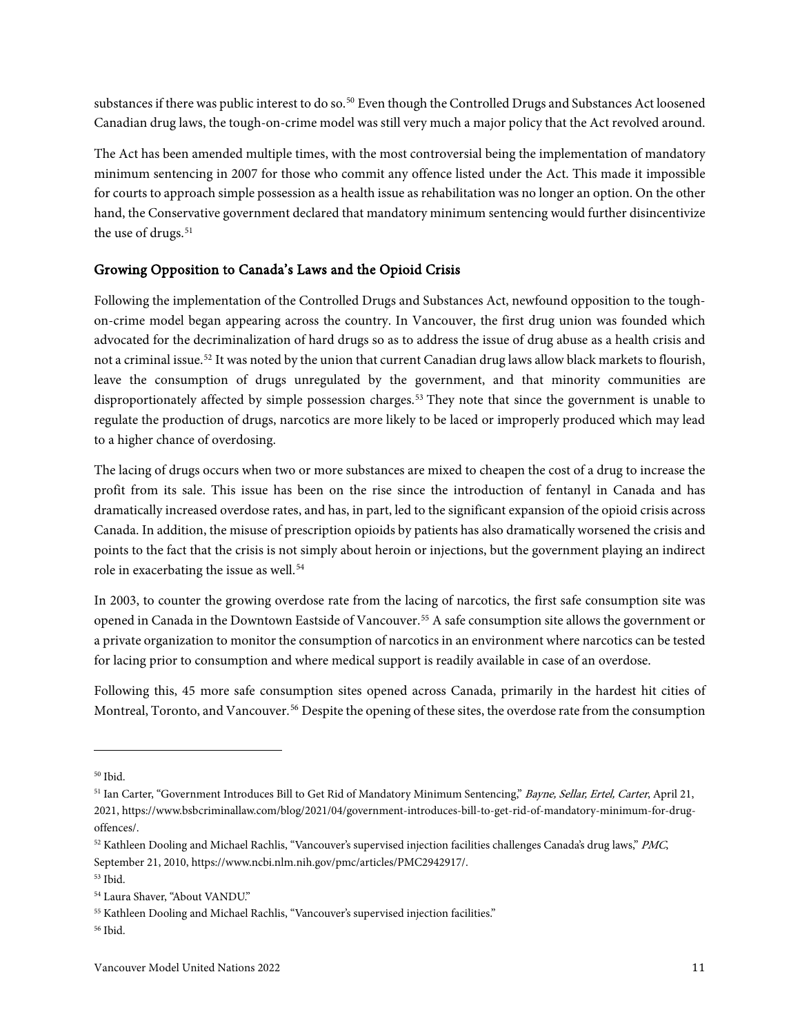substances if there was public interest to do so.[50] Even though the Controlled Drugs and Substances Act loosened Canadian drug laws, the tough-on-crime model was still very much a major policy that the Act revolved around.

The Act has been amended multiple times, with the most controversial being the implementation of mandatory minimum sentencing in 2007 for those who commit any offence listed under the Act. This made it impossible for courts to approach simple possession as a health issue as rehabilitation was no longer an option. On the other hand, the Conservative government declared that mandatory minimum sentencing would further disincentivize the use of drugs.[51]

### Growing Opposition to Canada's Laws and the Opioid Crisis

Following the implementation of the Controlled Drugs and Substances Act, newfound opposition to the tough-on-crime model began appearing across the country. In Vancouver, the first drug union was founded which advocated for the decriminalization of hard drugs so as to address the issue of drug abuse as a health crisis and not a criminal issue.[52] It was noted by the union that current Canadian drug laws allow black markets to flourish, leave the consumption of drugs unregulated by the government, and that minority communities are disproportionately affected by simple possession charges.[53] They note that since the government is unable to regulate the production of drugs, narcotics are more likely to be laced or improperly produced which may lead to a higher chance of overdosing.

The lacing of drugs occurs when two or more substances are mixed to cheapen the cost of a drug to increase the profit from its sale. This issue has been on the rise since the introduction of fentanyl in Canada and has dramatically increased overdose rates, and has, in part, led to the significant expansion of the opioid crisis across Canada. In addition, the misuse of prescription opioids by patients has also dramatically worsened the crisis and points to the fact that the crisis is not simply about heroin or injections, but the government playing an indirect role in exacerbating the issue as well.[54]

In 2003, to counter the growing overdose rate from the lacing of narcotics, the first safe consumption site was opened in Canada in the Downtown Eastside of Vancouver.[55] A safe consumption site allows the government or a private organization to monitor the consumption of narcotics in an environment where narcotics can be tested for lacing prior to consumption and where medical support is readily available in case of an overdose.

Following this, 45 more safe consumption sites opened across Canada, primarily in the hardest hit cities of Montreal, Toronto, and Vancouver.[56] Despite the opening of these sites, the overdose rate from the consumption

---

[50] Ibid.

[51] Ian Carter, "Government Introduces Bill to Get Rid of Mandatory Minimum Sentencing," *Bayne, Sellar, Ertel, Carter*, April 21, 2021, https://www.bsbcriminallaw.com/blog/2021/04/government-introduces-bill-to-get-rid-of-mandatory-minimum-for-drug-offences/.

[52] Kathleen Dooling and Michael Rachlis, "Vancouver's supervised injection facilities challenges Canada's drug laws," *PMC*, September 21, 2010, https://www.ncbi.nlm.nih.gov/pmc/articles/PMC2942917/.

[53] Ibid.

[54] Laura Shaver, "About VANDU."

[55] Kathleen Dooling and Michael Rachlis, "Vancouver's supervised injection facilities."

[56] Ibid.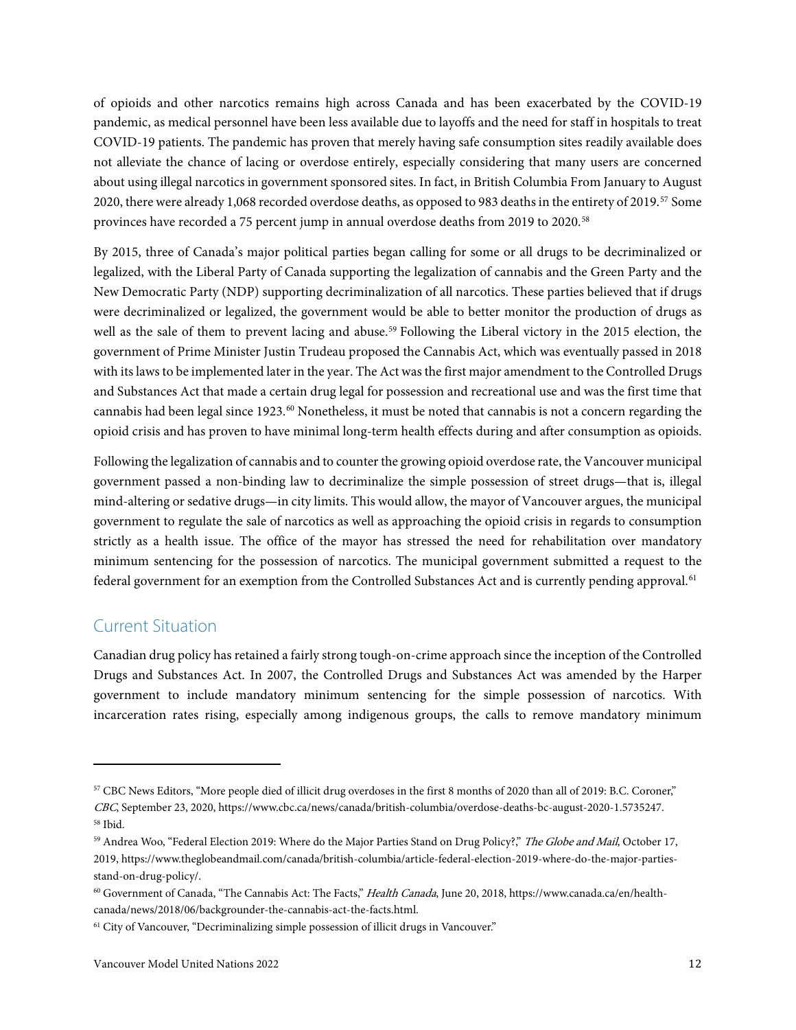of opioids and other narcotics remains high across Canada and has been exacerbated by the COVID-19 pandemic, as medical personnel have been less available due to layoffs and the need for staff in hospitals to treat COVID-19 patients. The pandemic has proven that merely having safe consumption sites readily available does not alleviate the chance of lacing or overdose entirely, especially considering that many users are concerned about using illegal narcotics in government sponsored sites. In fact, in British Columbia From January to August 2020, there were already 1,068 recorded overdose deaths, as opposed to 983 deaths in the entirety of 2019.[57] Some provinces have recorded a 75 percent jump in annual overdose deaths from 2019 to 2020.[58]

By 2015, three of Canada's major political parties began calling for some or all drugs to be decriminalized or legalized, with the Liberal Party of Canada supporting the legalization of cannabis and the Green Party and the New Democratic Party (NDP) supporting decriminalization of all narcotics. These parties believed that if drugs were decriminalized or legalized, the government would be able to better monitor the production of drugs as well as the sale of them to prevent lacing and abuse.[59] Following the Liberal victory in the 2015 election, the government of Prime Minister Justin Trudeau proposed the Cannabis Act, which was eventually passed in 2018 with its laws to be implemented later in the year. The Act was the first major amendment to the Controlled Drugs and Substances Act that made a certain drug legal for possession and recreational use and was the first time that cannabis had been legal since 1923.[60] Nonetheless, it must be noted that cannabis is not a concern regarding the opioid crisis and has proven to have minimal long-term health effects during and after consumption as opioids.

Following the legalization of cannabis and to counter the growing opioid overdose rate, the Vancouver municipal government passed a non-binding law to decriminalize the simple possession of street drugs—that is, illegal mind-altering or sedative drugs—in city limits. This would allow, the mayor of Vancouver argues, the municipal government to regulate the sale of narcotics as well as approaching the opioid crisis in regards to consumption strictly as a health issue. The office of the mayor has stressed the need for rehabilitation over mandatory minimum sentencing for the possession of narcotics. The municipal government submitted a request to the federal government for an exemption from the Controlled Substances Act and is currently pending approval.[61]

## Current Situation

Canadian drug policy has retained a fairly strong tough-on-crime approach since the inception of the Controlled Drugs and Substances Act. In 2007, the Controlled Drugs and Substances Act was amended by the Harper government to include mandatory minimum sentencing for the simple possession of narcotics. With incarceration rates rising, especially among indigenous groups, the calls to remove mandatory minimum

---

[57] CBC News Editors, "More people died of illicit drug overdoses in the first 8 months of 2020 than all of 2019: B.C. Coroner," *CBC*, September 23, 2020, https://www.cbc.ca/news/canada/british-columbia/overdose-deaths-bc-august-2020-1.5735247.

[58] Ibid.

[59] Andrea Woo, "Federal Election 2019: Where do the Major Parties Stand on Drug Policy?," *The Globe and Mail*, October 17, 2019, https://www.theglobeandmail.com/canada/british-columbia/article-federal-election-2019-where-do-the-major-parties-stand-on-drug-policy/.

[60] Government of Canada, "The Cannabis Act: The Facts," *Health Canada*, June 20, 2018, https://www.canada.ca/en/health-canada/news/2018/06/backgrounder-the-cannabis-act-the-facts.html.

[61] City of Vancouver, "Decriminalizing simple possession of illicit drugs in Vancouver."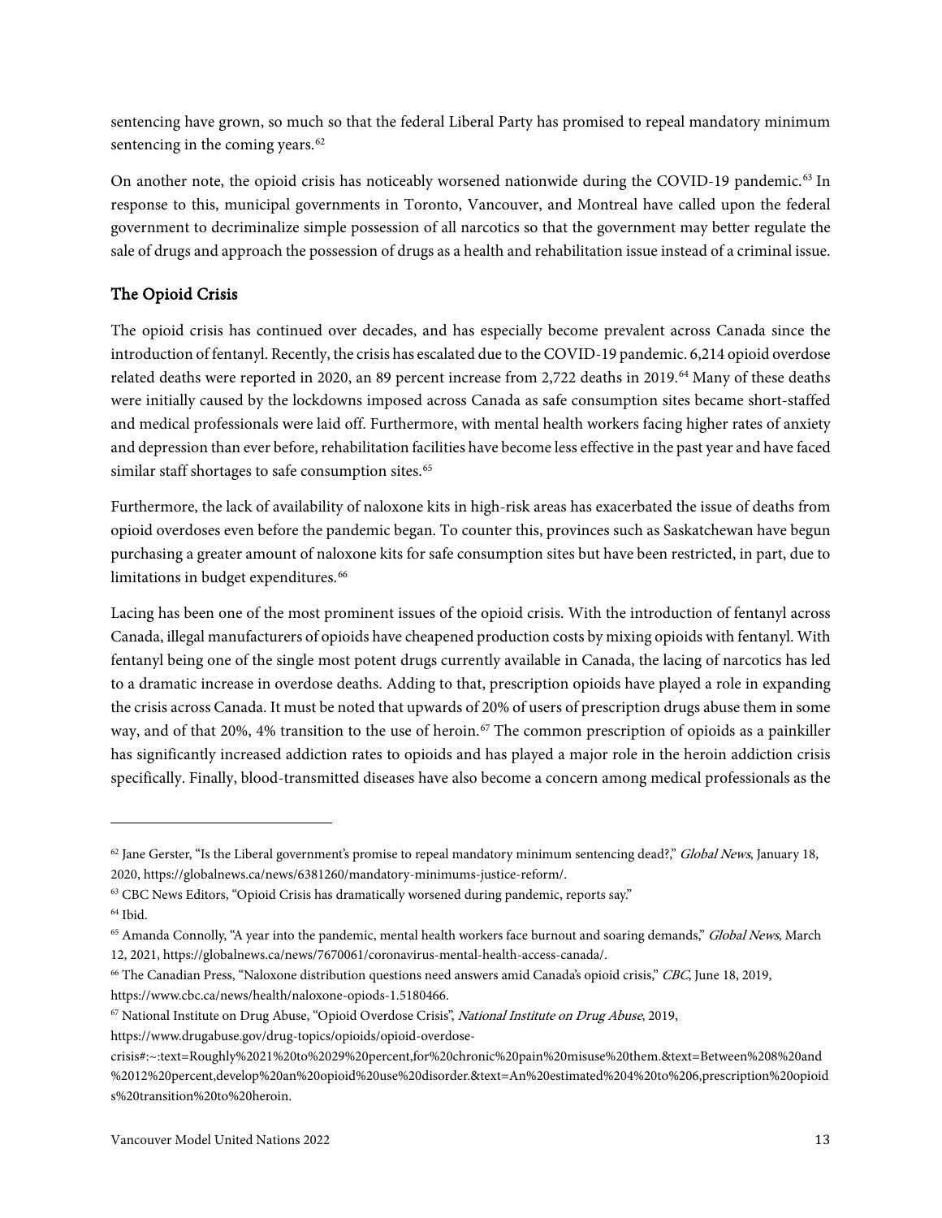sentencing have grown, so much so that the federal Liberal Party has promised to repeal mandatory minimum sentencing in the coming years.[62]

On another note, the opioid crisis has noticeably worsened nationwide during the COVID-19 pandemic.[63] In response to this, municipal governments in Toronto, Vancouver, and Montreal have called upon the federal government to decriminalize simple possession of all narcotics so that the government may better regulate the sale of drugs and approach the possession of drugs as a health and rehabilitation issue instead of a criminal issue.

## The Opioid Crisis

The opioid crisis has continued over decades, and has especially become prevalent across Canada since the introduction of fentanyl. Recently, the crisis has escalated due to the COVID-19 pandemic. 6,214 opioid overdose related deaths were reported in 2020, an 89 percent increase from 2,722 deaths in 2019.[64] Many of these deaths were initially caused by the lockdowns imposed across Canada as safe consumption sites became short-staffed and medical professionals were laid off. Furthermore, with mental health workers facing higher rates of anxiety and depression than ever before, rehabilitation facilities have become less effective in the past year and have faced similar staff shortages to safe consumption sites.[65]

Furthermore, the lack of availability of naloxone kits in high-risk areas has exacerbated the issue of deaths from opioid overdoses even before the pandemic began. To counter this, provinces such as Saskatchewan have begun purchasing a greater amount of naloxone kits for safe consumption sites but have been restricted, in part, due to limitations in budget expenditures.[66]

Lacing has been one of the most prominent issues of the opioid crisis. With the introduction of fentanyl across Canada, illegal manufacturers of opioids have cheapened production costs by mixing opioids with fentanyl. With fentanyl being one of the single most potent drugs currently available in Canada, the lacing of narcotics has led to a dramatic increase in overdose deaths. Adding to that, prescription opioids have played a role in expanding the crisis across Canada. It must be noted that upwards of 20% of users of prescription drugs abuse them in some way, and of that 20%, 4% transition to the use of heroin.[67] The common prescription of opioids as a painkiller has significantly increased addiction rates to opioids and has played a major role in the heroin addiction crisis specifically. Finally, blood-transmitted diseases have also become a concern among medical professionals as the

---

[62] Jane Gerster, "Is the Liberal government's promise to repeal mandatory minimum sentencing dead?," *Global News*, January 18, 2020, https://globalnews.ca/news/6381260/mandatory-minimums-justice-reform/.

[63] CBC News Editors, "Opioid Crisis has dramatically worsened during pandemic, reports say."

[64] Ibid.

[65] Amanda Connolly, "A year into the pandemic, mental health workers face burnout and soaring demands," *Global News*, March 12, 2021, https://globalnews.ca/news/7670061/coronavirus-mental-health-access-canada/.

[66] The Canadian Press, "Naloxone distribution questions need answers amid Canada's opioid crisis," *CBC*, June 18, 2019, https://www.cbc.ca/news/health/naloxone-opiods-1.5180466.

[67] National Institute on Drug Abuse, "Opioid Overdose Crisis", *National Institute on Drug Abuse*, 2019, https://www.drugabuse.gov/drug-topics/opioids/opioid-overdose-crisis#:~:text=Roughly%2021%20to%2029%20percent,for%20chronic%20pain%20misuse%20them.&text=Between%208%20and%2012%20percent,develop%20an%20opioid%20use%20disorder.&text=An%20estimated%204%20to%206,prescription%20opioids%20transition%20to%20heroin.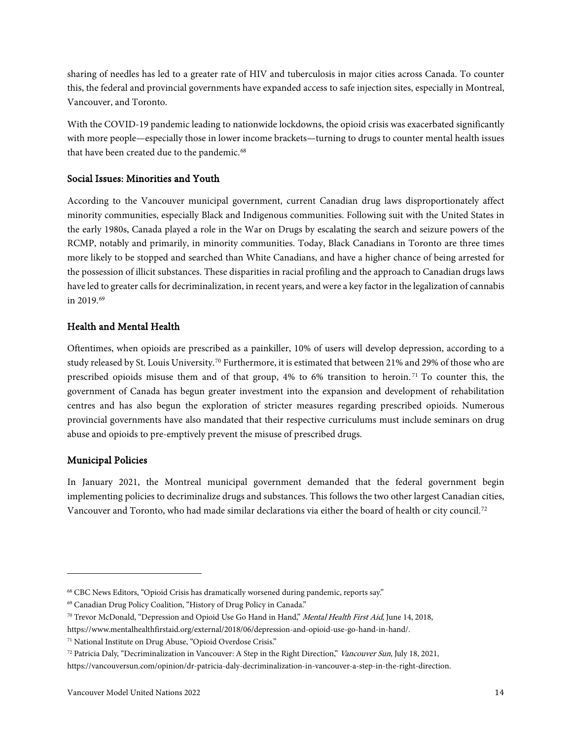sharing of needles has led to a greater rate of HIV and tuberculosis in major cities across Canada. To counter this, the federal and provincial governments have expanded access to safe injection sites, especially in Montreal, Vancouver, and Toronto.

With the COVID-19 pandemic leading to nationwide lockdowns, the opioid crisis was exacerbated significantly with more people—especially those in lower income brackets—turning to drugs to counter mental health issues that have been created due to the pandemic.[68]

### Social Issues: Minorities and Youth

According to the Vancouver municipal government, current Canadian drug laws disproportionately affect minority communities, especially Black and Indigenous communities. Following suit with the United States in the early 1980s, Canada played a role in the War on Drugs by escalating the search and seizure powers of the RCMP, notably and primarily, in minority communities. Today, Black Canadians in Toronto are three times more likely to be stopped and searched than White Canadians, and have a higher chance of being arrested for the possession of illicit substances. These disparities in racial profiling and the approach to Canadian drugs laws have led to greater calls for decriminalization, in recent years, and were a key factor in the legalization of cannabis in 2019.[69]

### Health and Mental Health

Oftentimes, when opioids are prescribed as a painkiller, 10% of users will develop depression, according to a study released by St. Louis University.[70] Furthermore, it is estimated that between 21% and 29% of those who are prescribed opioids misuse them and of that group, 4% to 6% transition to heroin.[71] To counter this, the government of Canada has begun greater investment into the expansion and development of rehabilitation centres and has also begun the exploration of stricter measures regarding prescribed opioids. Numerous provincial governments have also mandated that their respective curriculums must include seminars on drug abuse and opioids to pre-emptively prevent the misuse of prescribed drugs.

### Municipal Policies

In January 2021, the Montreal municipal government demanded that the federal government begin implementing policies to decriminalize drugs and substances. This follows the two other largest Canadian cities, Vancouver and Toronto, who had made similar declarations via either the board of health or city council.[72]

---

[68] CBC News Editors, "Opioid Crisis has dramatically worsened during pandemic, reports say."

[69] Canadian Drug Policy Coalition, "History of Drug Policy in Canada."

[70] Trevor McDonald, "Depression and Opioid Use Go Hand in Hand," *Mental Health First Aid*, June 14, 2018, https://www.mentalhealthfirstaid.org/external/2018/06/depression-and-opioid-use-go-hand-in-hand/.

[71] National Institute on Drug Abuse, "Opioid Overdose Crisis."

[72] Patricia Daly, "Decriminalization in Vancouver: A Step in the Right Direction," *Vancouver Sun*, July 18, 2021, https://vancouversun.com/opinion/dr-patricia-daly-decriminalization-in-vancouver-a-step-in-the-right-direction.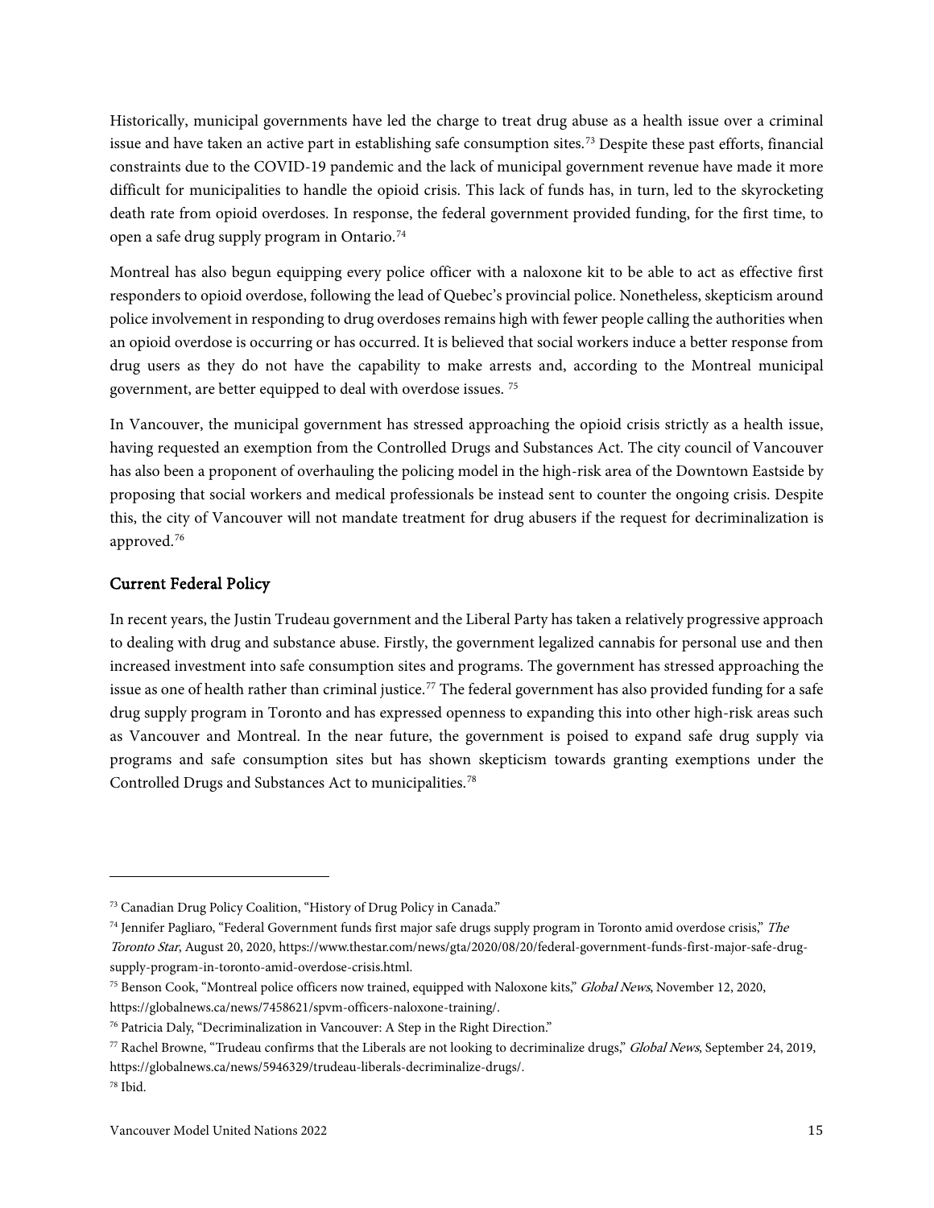Historically, municipal governments have led the charge to treat drug abuse as a health issue over a criminal issue and have taken an active part in establishing safe consumption sites.[73] Despite these past efforts, financial constraints due to the COVID-19 pandemic and the lack of municipal government revenue have made it more difficult for municipalities to handle the opioid crisis. This lack of funds has, in turn, led to the skyrocketing death rate from opioid overdoses. In response, the federal government provided funding, for the first time, to open a safe drug supply program in Ontario.[74]

Montreal has also begun equipping every police officer with a naloxone kit to be able to act as effective first responders to opioid overdose, following the lead of Quebec's provincial police. Nonetheless, skepticism around police involvement in responding to drug overdoses remains high with fewer people calling the authorities when an opioid overdose is occurring or has occurred. It is believed that social workers induce a better response from drug users as they do not have the capability to make arrests and, according to the Montreal municipal government, are better equipped to deal with overdose issues.[75]

In Vancouver, the municipal government has stressed approaching the opioid crisis strictly as a health issue, having requested an exemption from the Controlled Drugs and Substances Act. The city council of Vancouver has also been a proponent of overhauling the policing model in the high-risk area of the Downtown Eastside by proposing that social workers and medical professionals be instead sent to counter the ongoing crisis. Despite this, the city of Vancouver will not mandate treatment for drug abusers if the request for decriminalization is approved.[76]

## Current Federal Policy

In recent years, the Justin Trudeau government and the Liberal Party has taken a relatively progressive approach to dealing with drug and substance abuse. Firstly, the government legalized cannabis for personal use and then increased investment into safe consumption sites and programs. The government has stressed approaching the issue as one of health rather than criminal justice.[77] The federal government has also provided funding for a safe drug supply program in Toronto and has expressed openness to expanding this into other high-risk areas such as Vancouver and Montreal. In the near future, the government is poised to expand safe drug supply via programs and safe consumption sites but has shown skepticism towards granting exemptions under the Controlled Drugs and Substances Act to municipalities.[78]

---

[73] Canadian Drug Policy Coalition, "History of Drug Policy in Canada."

[74] Jennifer Pagliaro, "Federal Government funds first major safe drugs supply program in Toronto amid overdose crisis," *The Toronto Star*, August 20, 2020, https://www.thestar.com/news/gta/2020/08/20/federal-government-funds-first-major-safe-drug-supply-program-in-toronto-amid-overdose-crisis.html.

[75] Benson Cook, "Montreal police officers now trained, equipped with Naloxone kits," *Global News*, November 12, 2020, https://globalnews.ca/news/7458621/spvm-officers-naloxone-training/.

[76] Patricia Daly, "Decriminalization in Vancouver: A Step in the Right Direction."

[77] Rachel Browne, "Trudeau confirms that the Liberals are not looking to decriminalize drugs," *Global News*, September 24, 2019, https://globalnews.ca/news/5946329/trudeau-liberals-decriminalize-drugs/.

[78] Ibid.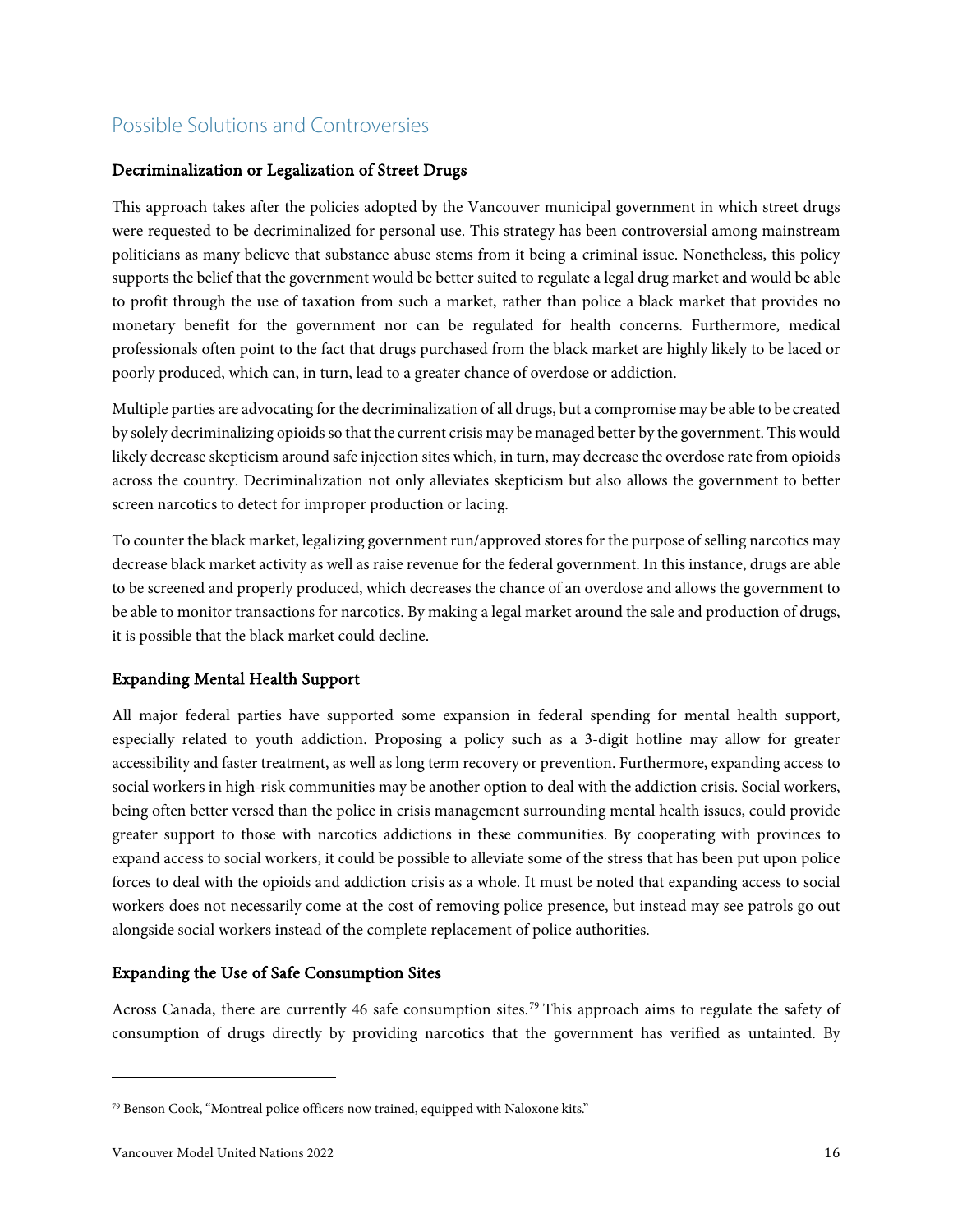## Possible Solutions and Controversies

### Decriminalization or Legalization of Street Drugs

This approach takes after the policies adopted by the Vancouver municipal government in which street drugs were requested to be decriminalized for personal use. This strategy has been controversial among mainstream politicians as many believe that substance abuse stems from it being a criminal issue. Nonetheless, this policy supports the belief that the government would be better suited to regulate a legal drug market and would be able to profit through the use of taxation from such a market, rather than police a black market that provides no monetary benefit for the government nor can be regulated for health concerns. Furthermore, medical professionals often point to the fact that drugs purchased from the black market are highly likely to be laced or poorly produced, which can, in turn, lead to a greater chance of overdose or addiction.

Multiple parties are advocating for the decriminalization of all drugs, but a compromise may be able to be created by solely decriminalizing opioids so that the current crisis may be managed better by the government. This would likely decrease skepticism around safe injection sites which, in turn, may decrease the overdose rate from opioids across the country. Decriminalization not only alleviates skepticism but also allows the government to better screen narcotics to detect for improper production or lacing.

To counter the black market, legalizing government run/approved stores for the purpose of selling narcotics may decrease black market activity as well as raise revenue for the federal government. In this instance, drugs are able to be screened and properly produced, which decreases the chance of an overdose and allows the government to be able to monitor transactions for narcotics. By making a legal market around the sale and production of drugs, it is possible that the black market could decline.

### Expanding Mental Health Support

All major federal parties have supported some expansion in federal spending for mental health support, especially related to youth addiction. Proposing a policy such as a 3-digit hotline may allow for greater accessibility and faster treatment, as well as long term recovery or prevention. Furthermore, expanding access to social workers in high-risk communities may be another option to deal with the addiction crisis. Social workers, being often better versed than the police in crisis management surrounding mental health issues, could provide greater support to those with narcotics addictions in these communities. By cooperating with provinces to expand access to social workers, it could be possible to alleviate some of the stress that has been put upon police forces to deal with the opioids and addiction crisis as a whole. It must be noted that expanding access to social workers does not necessarily come at the cost of removing police presence, but instead may see patrols go out alongside social workers instead of the complete replacement of police authorities.

### Expanding the Use of Safe Consumption Sites

Across Canada, there are currently 46 safe consumption sites.[79] This approach aims to regulate the safety of consumption of drugs directly by providing narcotics that the government has verified as untainted. By

[79] Benson Cook, "Montreal police officers now trained, equipped with Naloxone kits."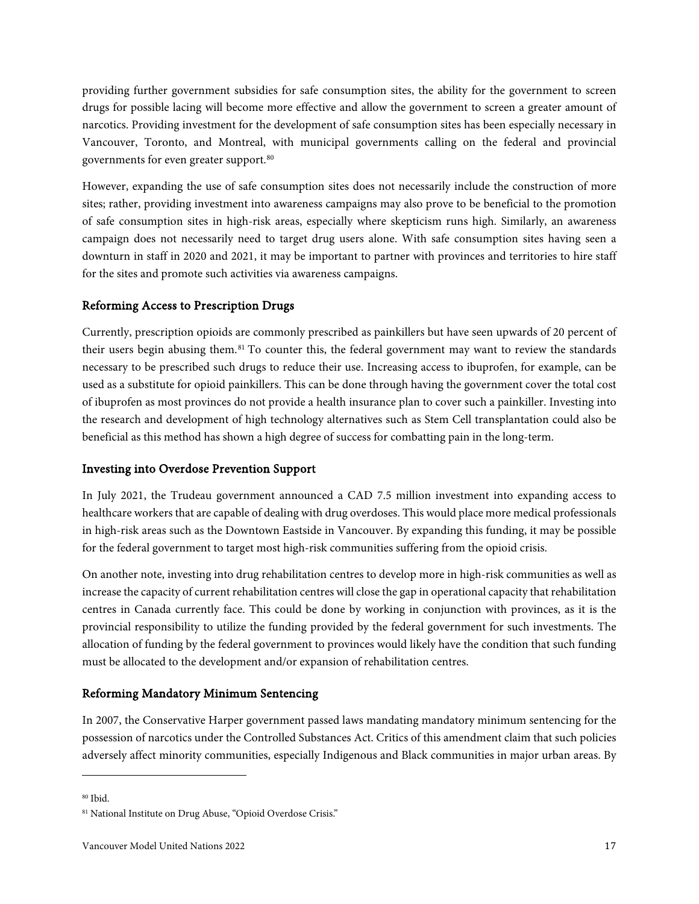providing further government subsidies for safe consumption sites, the ability for the government to screen drugs for possible lacing will become more effective and allow the government to screen a greater amount of narcotics. Providing investment for the development of safe consumption sites has been especially necessary in Vancouver, Toronto, and Montreal, with municipal governments calling on the federal and provincial governments for even greater support.[80]

However, expanding the use of safe consumption sites does not necessarily include the construction of more sites; rather, providing investment into awareness campaigns may also prove to be beneficial to the promotion of safe consumption sites in high-risk areas, especially where skepticism runs high. Similarly, an awareness campaign does not necessarily need to target drug users alone. With safe consumption sites having seen a downturn in staff in 2020 and 2021, it may be important to partner with provinces and territories to hire staff for the sites and promote such activities via awareness campaigns.

### Reforming Access to Prescription Drugs

Currently, prescription opioids are commonly prescribed as painkillers but have seen upwards of 20 percent of their users begin abusing them.[81] To counter this, the federal government may want to review the standards necessary to be prescribed such drugs to reduce their use. Increasing access to ibuprofen, for example, can be used as a substitute for opioid painkillers. This can be done through having the government cover the total cost of ibuprofen as most provinces do not provide a health insurance plan to cover such a painkiller. Investing into the research and development of high technology alternatives such as Stem Cell transplantation could also be beneficial as this method has shown a high degree of success for combatting pain in the long-term.

### Investing into Overdose Prevention Support

In July 2021, the Trudeau government announced a CAD 7.5 million investment into expanding access to healthcare workers that are capable of dealing with drug overdoses. This would place more medical professionals in high-risk areas such as the Downtown Eastside in Vancouver. By expanding this funding, it may be possible for the federal government to target most high-risk communities suffering from the opioid crisis.

On another note, investing into drug rehabilitation centres to develop more in high-risk communities as well as increase the capacity of current rehabilitation centres will close the gap in operational capacity that rehabilitation centres in Canada currently face. This could be done by working in conjunction with provinces, as it is the provincial responsibility to utilize the funding provided by the federal government for such investments. The allocation of funding by the federal government to provinces would likely have the condition that such funding must be allocated to the development and/or expansion of rehabilitation centres.

### Reforming Mandatory Minimum Sentencing

In 2007, the Conservative Harper government passed laws mandating mandatory minimum sentencing for the possession of narcotics under the Controlled Substances Act. Critics of this amendment claim that such policies adversely affect minority communities, especially Indigenous and Black communities in major urban areas. By

---

[80] Ibid.

[81] National Institute on Drug Abuse, "Opioid Overdose Crisis."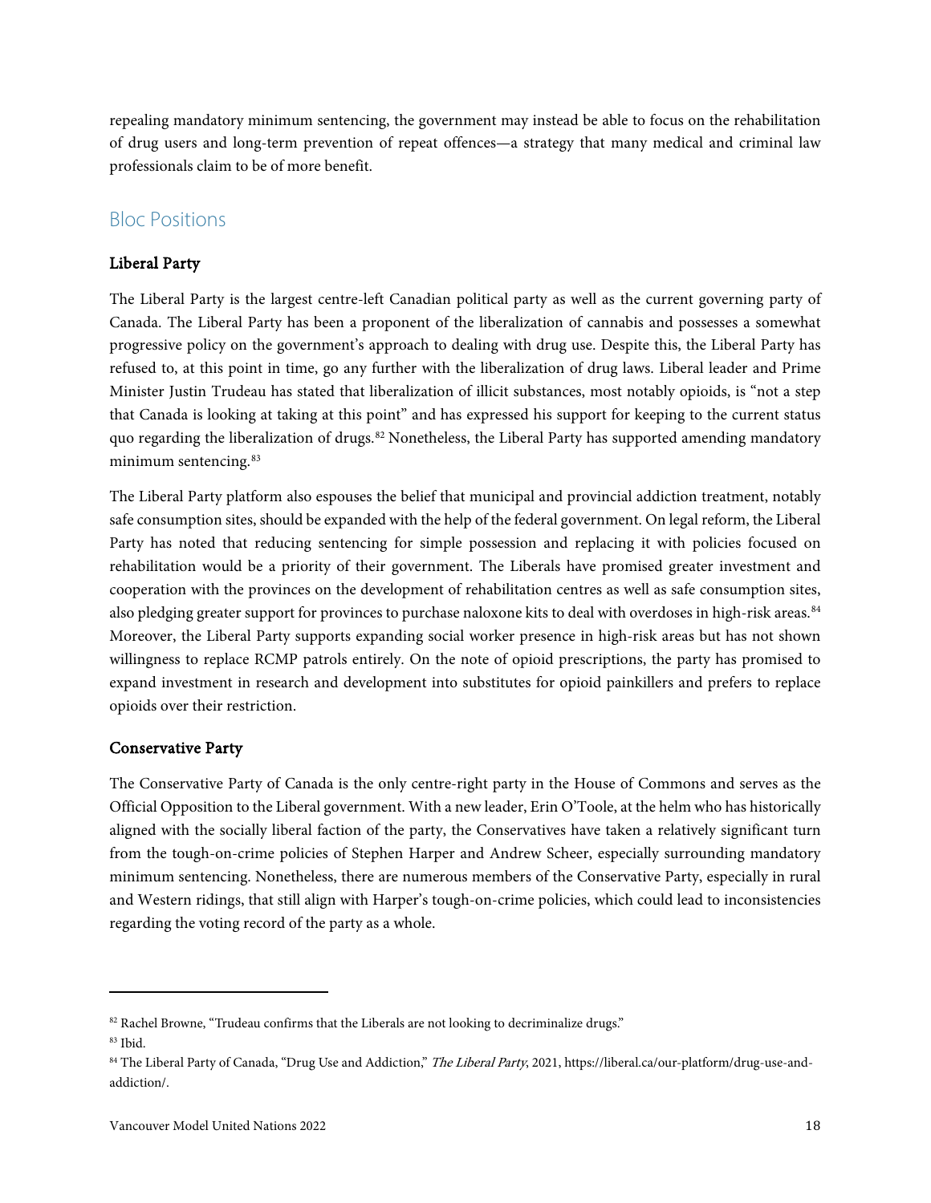repealing mandatory minimum sentencing, the government may instead be able to focus on the rehabilitation of drug users and long-term prevention of repeat offences—a strategy that many medical and criminal law professionals claim to be of more benefit.

## Bloc Positions

### Liberal Party

The Liberal Party is the largest centre-left Canadian political party as well as the current governing party of Canada. The Liberal Party has been a proponent of the liberalization of cannabis and possesses a somewhat progressive policy on the government's approach to dealing with drug use. Despite this, the Liberal Party has refused to, at this point in time, go any further with the liberalization of drug laws. Liberal leader and Prime Minister Justin Trudeau has stated that liberalization of illicit substances, most notably opioids, is "not a step that Canada is looking at taking at this point" and has expressed his support for keeping to the current status quo regarding the liberalization of drugs.[82] Nonetheless, the Liberal Party has supported amending mandatory minimum sentencing.[83]

The Liberal Party platform also espouses the belief that municipal and provincial addiction treatment, notably safe consumption sites, should be expanded with the help of the federal government. On legal reform, the Liberal Party has noted that reducing sentencing for simple possession and replacing it with policies focused on rehabilitation would be a priority of their government. The Liberals have promised greater investment and cooperation with the provinces on the development of rehabilitation centres as well as safe consumption sites, also pledging greater support for provinces to purchase naloxone kits to deal with overdoses in high-risk areas.[84] Moreover, the Liberal Party supports expanding social worker presence in high-risk areas but has not shown willingness to replace RCMP patrols entirely. On the note of opioid prescriptions, the party has promised to expand investment in research and development into substitutes for opioid painkillers and prefers to replace opioids over their restriction.

### Conservative Party

The Conservative Party of Canada is the only centre-right party in the House of Commons and serves as the Official Opposition to the Liberal government. With a new leader, Erin O'Toole, at the helm who has historically aligned with the socially liberal faction of the party, the Conservatives have taken a relatively significant turn from the tough-on-crime policies of Stephen Harper and Andrew Scheer, especially surrounding mandatory minimum sentencing. Nonetheless, there are numerous members of the Conservative Party, especially in rural and Western ridings, that still align with Harper's tough-on-crime policies, which could lead to inconsistencies regarding the voting record of the party as a whole.

---

[82] Rachel Browne, "Trudeau confirms that the Liberals are not looking to decriminalize drugs."

[83] Ibid.

[84] The Liberal Party of Canada, "Drug Use and Addiction," *The Liberal Party*, 2021, https://liberal.ca/our-platform/drug-use-and-addiction/.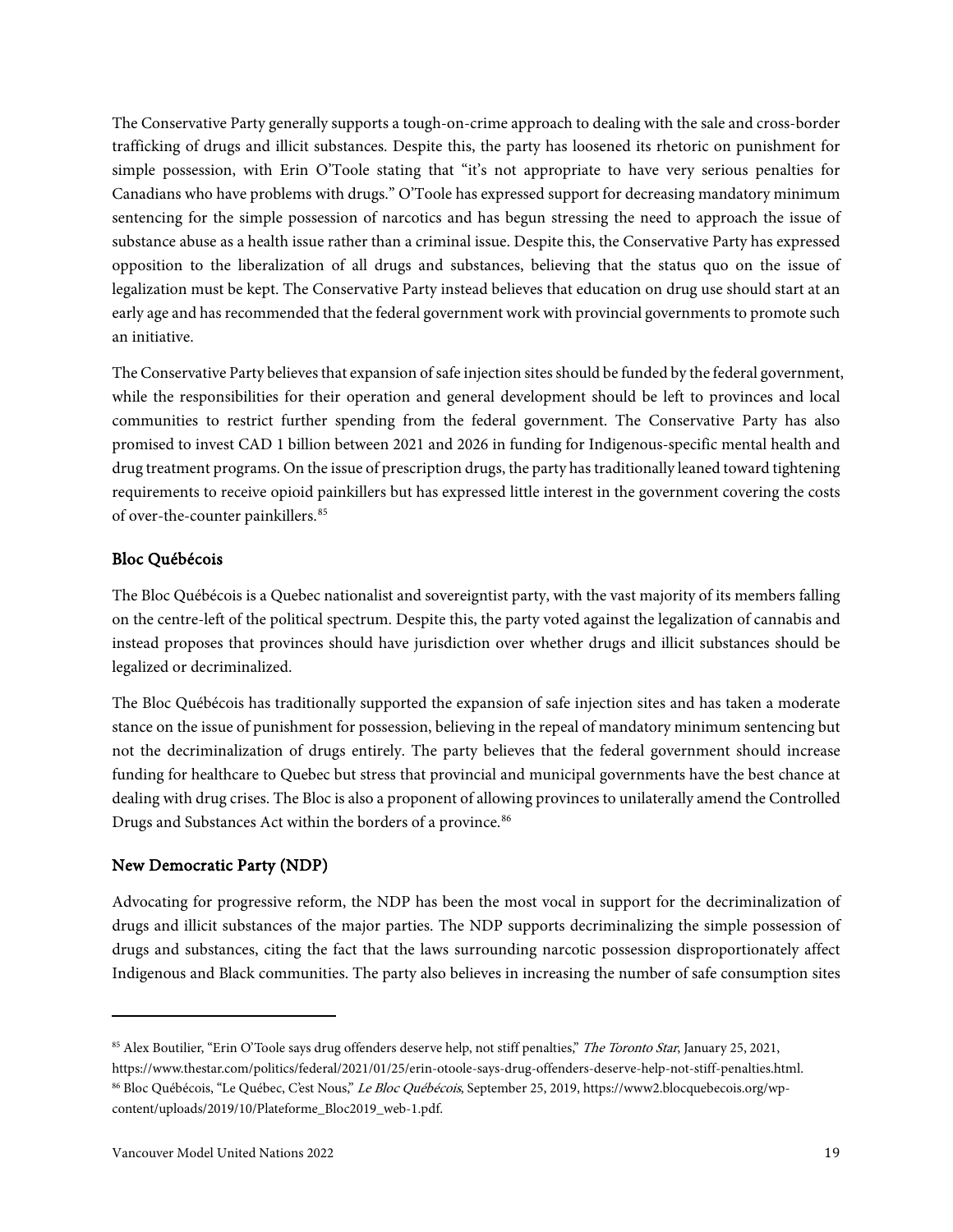The Conservative Party generally supports a tough-on-crime approach to dealing with the sale and cross-border trafficking of drugs and illicit substances. Despite this, the party has loosened its rhetoric on punishment for simple possession, with Erin O'Toole stating that "it's not appropriate to have very serious penalties for Canadians who have problems with drugs." O'Toole has expressed support for decreasing mandatory minimum sentencing for the simple possession of narcotics and has begun stressing the need to approach the issue of substance abuse as a health issue rather than a criminal issue. Despite this, the Conservative Party has expressed opposition to the liberalization of all drugs and substances, believing that the status quo on the issue of legalization must be kept. The Conservative Party instead believes that education on drug use should start at an early age and has recommended that the federal government work with provincial governments to promote such an initiative.

The Conservative Party believes that expansion of safe injection sites should be funded by the federal government, while the responsibilities for their operation and general development should be left to provinces and local communities to restrict further spending from the federal government. The Conservative Party has also promised to invest CAD 1 billion between 2021 and 2026 in funding for Indigenous-specific mental health and drug treatment programs. On the issue of prescription drugs, the party has traditionally leaned toward tightening requirements to receive opioid painkillers but has expressed little interest in the government covering the costs of over-the-counter painkillers.[85]

### Bloc Québécois

The Bloc Québécois is a Quebec nationalist and sovereigntist party, with the vast majority of its members falling on the centre-left of the political spectrum. Despite this, the party voted against the legalization of cannabis and instead proposes that provinces should have jurisdiction over whether drugs and illicit substances should be legalized or decriminalized.

The Bloc Québécois has traditionally supported the expansion of safe injection sites and has taken a moderate stance on the issue of punishment for possession, believing in the repeal of mandatory minimum sentencing but not the decriminalization of drugs entirely. The party believes that the federal government should increase funding for healthcare to Quebec but stress that provincial and municipal governments have the best chance at dealing with drug crises. The Bloc is also a proponent of allowing provinces to unilaterally amend the Controlled Drugs and Substances Act within the borders of a province.[86]

### New Democratic Party (NDP)

Advocating for progressive reform, the NDP has been the most vocal in support for the decriminalization of drugs and illicit substances of the major parties. The NDP supports decriminalizing the simple possession of drugs and substances, citing the fact that the laws surrounding narcotic possession disproportionately affect Indigenous and Black communities. The party also believes in increasing the number of safe consumption sites

---

[85] Alex Boutilier, "Erin O'Toole says drug offenders deserve help, not stiff penalties," *The Toronto Star*, January 25, 2021, https://www.thestar.com/politics/federal/2021/01/25/erin-otoole-says-drug-offenders-deserve-help-not-stiff-penalties.html.

[86] Bloc Québécois, "Le Québec, C'est Nous," *Le Bloc Québécois*, September 25, 2019, https://www2.blocquebecois.org/wp-content/uploads/2019/10/Plateforme_Bloc2019_web-1.pdf.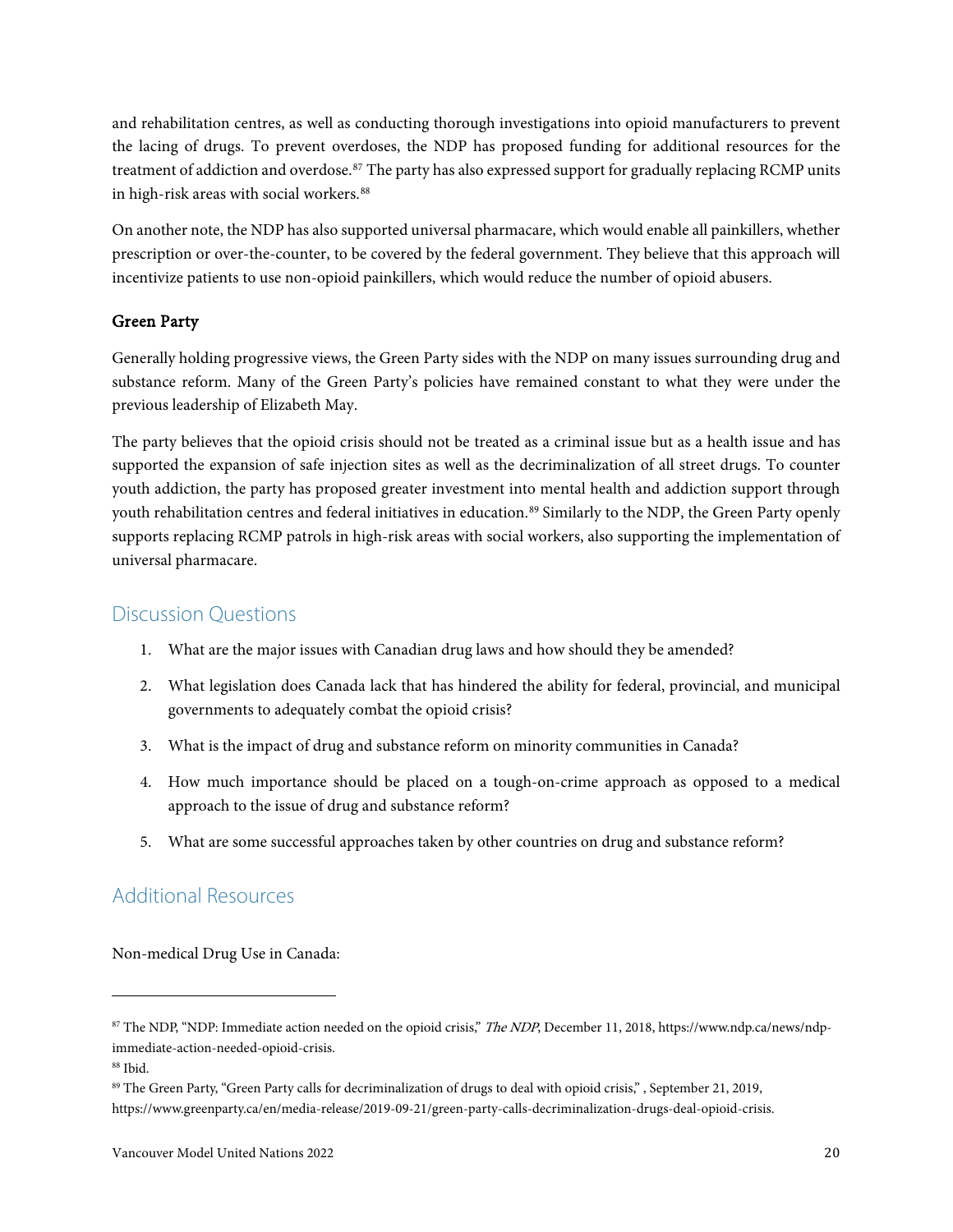and rehabilitation centres, as well as conducting thorough investigations into opioid manufacturers to prevent the lacing of drugs. To prevent overdoses, the NDP has proposed funding for additional resources for the treatment of addiction and overdose.[87] The party has also expressed support for gradually replacing RCMP units in high-risk areas with social workers.[88]

On another note, the NDP has also supported universal pharmacare, which would enable all painkillers, whether prescription or over-the-counter, to be covered by the federal government. They believe that this approach will incentivize patients to use non-opioid painkillers, which would reduce the number of opioid abusers.

### Green Party

Generally holding progressive views, the Green Party sides with the NDP on many issues surrounding drug and substance reform. Many of the Green Party's policies have remained constant to what they were under the previous leadership of Elizabeth May.

The party believes that the opioid crisis should not be treated as a criminal issue but as a health issue and has supported the expansion of safe injection sites as well as the decriminalization of all street drugs. To counter youth addiction, the party has proposed greater investment into mental health and addiction support through youth rehabilitation centres and federal initiatives in education.[89] Similarly to the NDP, the Green Party openly supports replacing RCMP patrols in high-risk areas with social workers, also supporting the implementation of universal pharmacare.

## Discussion Questions

1. What are the major issues with Canadian drug laws and how should they be amended?
2. What legislation does Canada lack that has hindered the ability for federal, provincial, and municipal governments to adequately combat the opioid crisis?
3. What is the impact of drug and substance reform on minority communities in Canada?
4. How much importance should be placed on a tough-on-crime approach as opposed to a medical approach to the issue of drug and substance reform?
5. What are some successful approaches taken by other countries on drug and substance reform?

## Additional Resources

Non-medical Drug Use in Canada:

---

[87] The NDP, "NDP: Immediate action needed on the opioid crisis," *The NDP*, December 11, 2018, https://www.ndp.ca/news/ndp-immediate-action-needed-opioid-crisis.

[88] Ibid.

[89] The Green Party, "Green Party calls for decriminalization of drugs to deal with opioid crisis," , September 21, 2019, https://www.greenparty.ca/en/media-release/2019-09-21/green-party-calls-decriminalization-drugs-deal-opioid-crisis.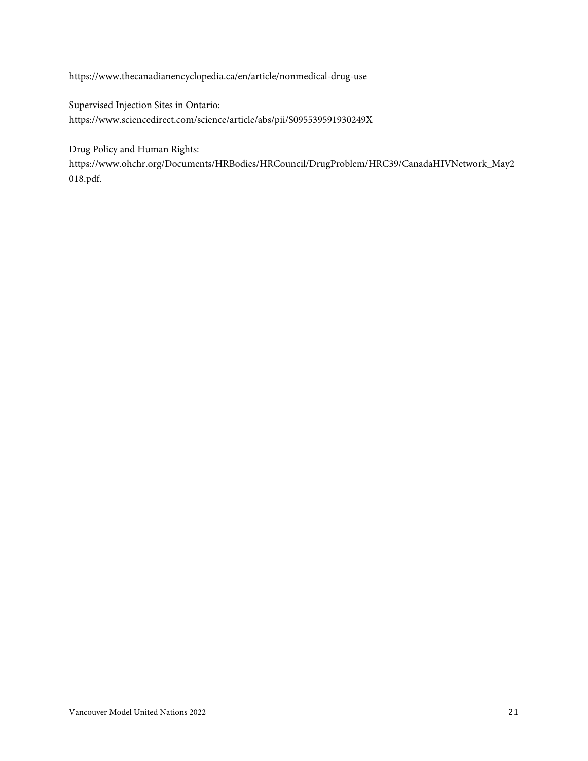https://www.thecanadianencyclopedia.ca/en/article/nonmedical-drug-use

Supervised Injection Sites in Ontario:
https://www.sciencedirect.com/science/article/abs/pii/S095539591930249X

Drug Policy and Human Rights:
https://www.ohchr.org/Documents/HRBodies/HRCouncil/DrugProblem/HRC39/CanadaHIVNetwork_May2018.pdf.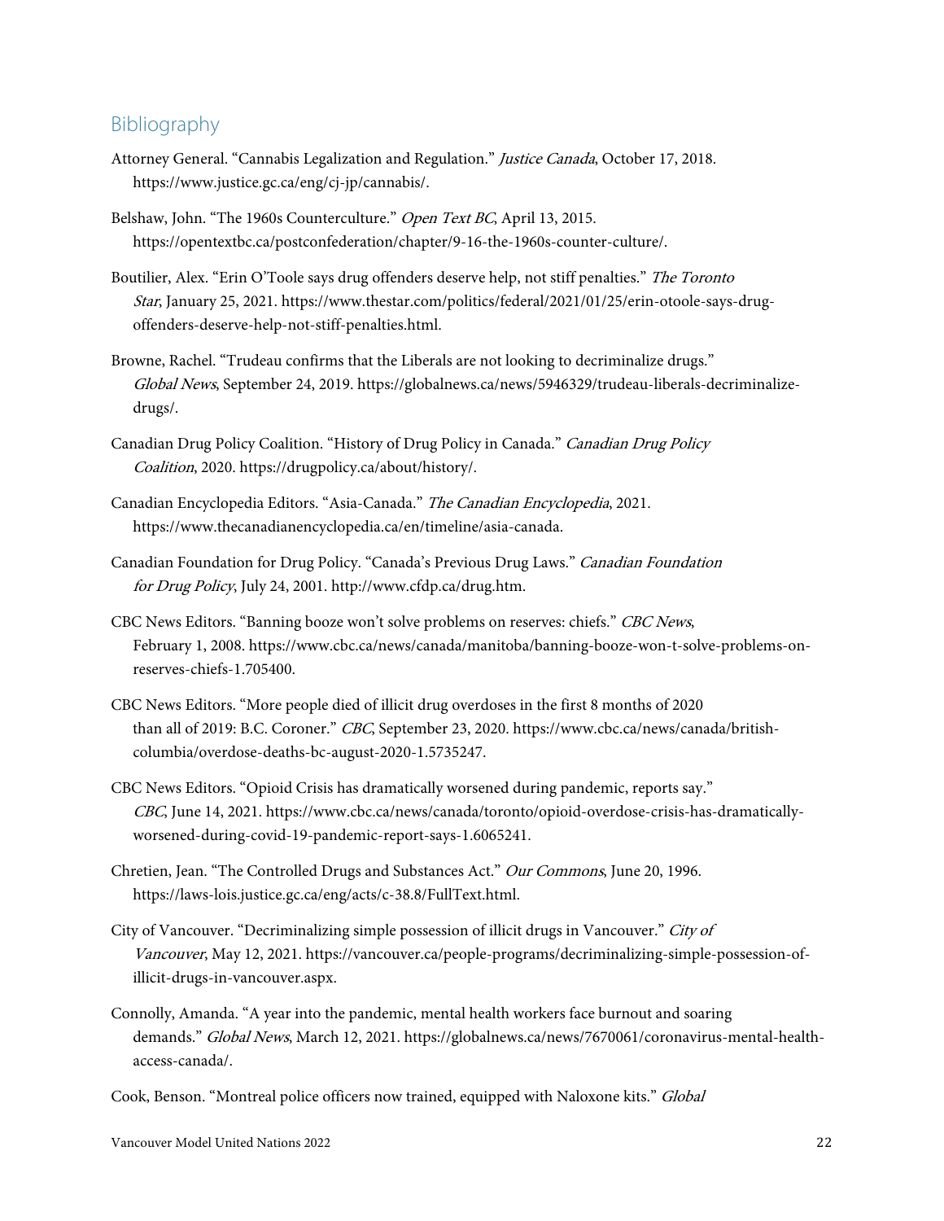## Bibliography

Attorney General. "Cannabis Legalization and Regulation." *Justice Canada*, October 17, 2018. https://www.justice.gc.ca/eng/cj-jp/cannabis/.

Belshaw, John. "The 1960s Counterculture." *Open Text BC*, April 13, 2015. https://opentextbc.ca/postconfederation/chapter/9-16-the-1960s-counter-culture/.

Boutilier, Alex. "Erin O'Toole says drug offenders deserve help, not stiff penalties." *The Toronto Star*, January 25, 2021. https://www.thestar.com/politics/federal/2021/01/25/erin-otoole-says-drug-offenders-deserve-help-not-stiff-penalties.html.

Browne, Rachel. "Trudeau confirms that the Liberals are not looking to decriminalize drugs." *Global News*, September 24, 2019. https://globalnews.ca/news/5946329/trudeau-liberals-decriminalize-drugs/.

Canadian Drug Policy Coalition. "History of Drug Policy in Canada." *Canadian Drug Policy Coalition*, 2020. https://drugpolicy.ca/about/history/.

Canadian Encyclopedia Editors. "Asia-Canada." *The Canadian Encyclopedia*, 2021. https://www.thecanadianencyclopedia.ca/en/timeline/asia-canada.

Canadian Foundation for Drug Policy. "Canada's Previous Drug Laws." *Canadian Foundation for Drug Policy*, July 24, 2001. http://www.cfdp.ca/drug.htm.

CBC News Editors. "Banning booze won't solve problems on reserves: chiefs." *CBC News*, February 1, 2008. https://www.cbc.ca/news/canada/manitoba/banning-booze-won-t-solve-problems-on-reserves-chiefs-1.705400.

CBC News Editors. "More people died of illicit drug overdoses in the first 8 months of 2020 than all of 2019: B.C. Coroner." *CBC*, September 23, 2020. https://www.cbc.ca/news/canada/british-columbia/overdose-deaths-bc-august-2020-1.5735247.

CBC News Editors. "Opioid Crisis has dramatically worsened during pandemic, reports say." *CBC*, June 14, 2021. https://www.cbc.ca/news/canada/toronto/opioid-overdose-crisis-has-dramatically-worsened-during-covid-19-pandemic-report-says-1.6065241.

Chretien, Jean. "The Controlled Drugs and Substances Act." *Our Commons*, June 20, 1996. https://laws-lois.justice.gc.ca/eng/acts/c-38.8/FullText.html.

City of Vancouver. "Decriminalizing simple possession of illicit drugs in Vancouver." *City of Vancouver*, May 12, 2021. https://vancouver.ca/people-programs/decriminalizing-simple-possession-of-illicit-drugs-in-vancouver.aspx.

Connolly, Amanda. "A year into the pandemic, mental health workers face burnout and soaring demands." *Global News*, March 12, 2021. https://globalnews.ca/news/7670061/coronavirus-mental-health-access-canada/.

Cook, Benson. "Montreal police officers now trained, equipped with Naloxone kits." *Global*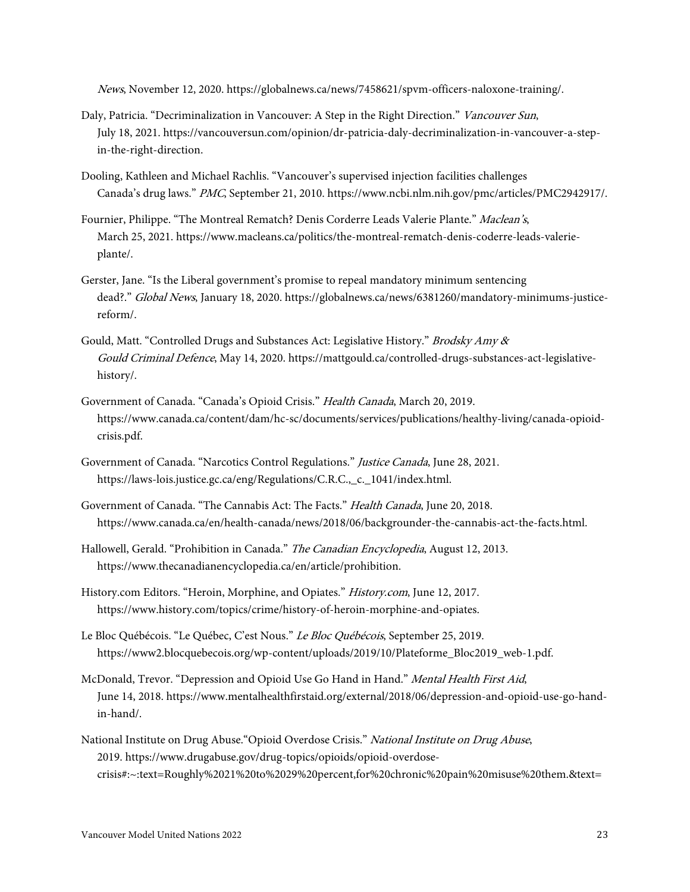*News*, November 12, 2020. https://globalnews.ca/news/7458621/spvm-officers-naloxone-training/.

Daly, Patricia. "Decriminalization in Vancouver: A Step in the Right Direction." *Vancouver Sun*, July 18, 2021. https://vancouversun.com/opinion/dr-patricia-daly-decriminalization-in-vancouver-a-step-in-the-right-direction.

Dooling, Kathleen and Michael Rachlis. "Vancouver's supervised injection facilities challenges Canada's drug laws." *PMC*, September 21, 2010. https://www.ncbi.nlm.nih.gov/pmc/articles/PMC2942917/.

Fournier, Philippe. "The Montreal Rematch? Denis Corderre Leads Valerie Plante." *Maclean's*, March 25, 2021. https://www.macleans.ca/politics/the-montreal-rematch-denis-coderre-leads-valerie-plante/.

Gerster, Jane. "Is the Liberal government's promise to repeal mandatory minimum sentencing dead?." *Global News*, January 18, 2020. https://globalnews.ca/news/6381260/mandatory-minimums-justice-reform/.

Gould, Matt. "Controlled Drugs and Substances Act: Legislative History." *Brodsky Amy & Gould Criminal Defence*, May 14, 2020. https://mattgould.ca/controlled-drugs-substances-act-legislative-history/.

Government of Canada. "Canada's Opioid Crisis." *Health Canada*, March 20, 2019. https://www.canada.ca/content/dam/hc-sc/documents/services/publications/healthy-living/canada-opioid-crisis.pdf.

Government of Canada. "Narcotics Control Regulations." *Justice Canada*, June 28, 2021. https://laws-lois.justice.gc.ca/eng/Regulations/C.R.C.,_c._1041/index.html.

Government of Canada. "The Cannabis Act: The Facts." *Health Canada*, June 20, 2018. https://www.canada.ca/en/health-canada/news/2018/06/backgrounder-the-cannabis-act-the-facts.html.

Hallowell, Gerald. "Prohibition in Canada." *The Canadian Encyclopedia*, August 12, 2013. https://www.thecanadianencyclopedia.ca/en/article/prohibition.

History.com Editors. "Heroin, Morphine, and Opiates." *History.com*, June 12, 2017. https://www.history.com/topics/crime/history-of-heroin-morphine-and-opiates.

Le Bloc Québécois. "Le Québec, C'est Nous." *Le Bloc Québécois*, September 25, 2019. https://www2.blocquebecois.org/wp-content/uploads/2019/10/Plateforme_Bloc2019_web-1.pdf.

McDonald, Trevor. "Depression and Opioid Use Go Hand in Hand." *Mental Health First Aid*, June 14, 2018. https://www.mentalhealthfirstaid.org/external/2018/06/depression-and-opioid-use-go-hand-in-hand/.

National Institute on Drug Abuse."Opioid Overdose Crisis." *National Institute on Drug Abuse*, 2019. https://www.drugabuse.gov/drug-topics/opioids/opioid-overdose-crisis#:~:text=Roughly%2021%20to%2029%20percent,for%20chronic%20pain%20misuse%20them.&text=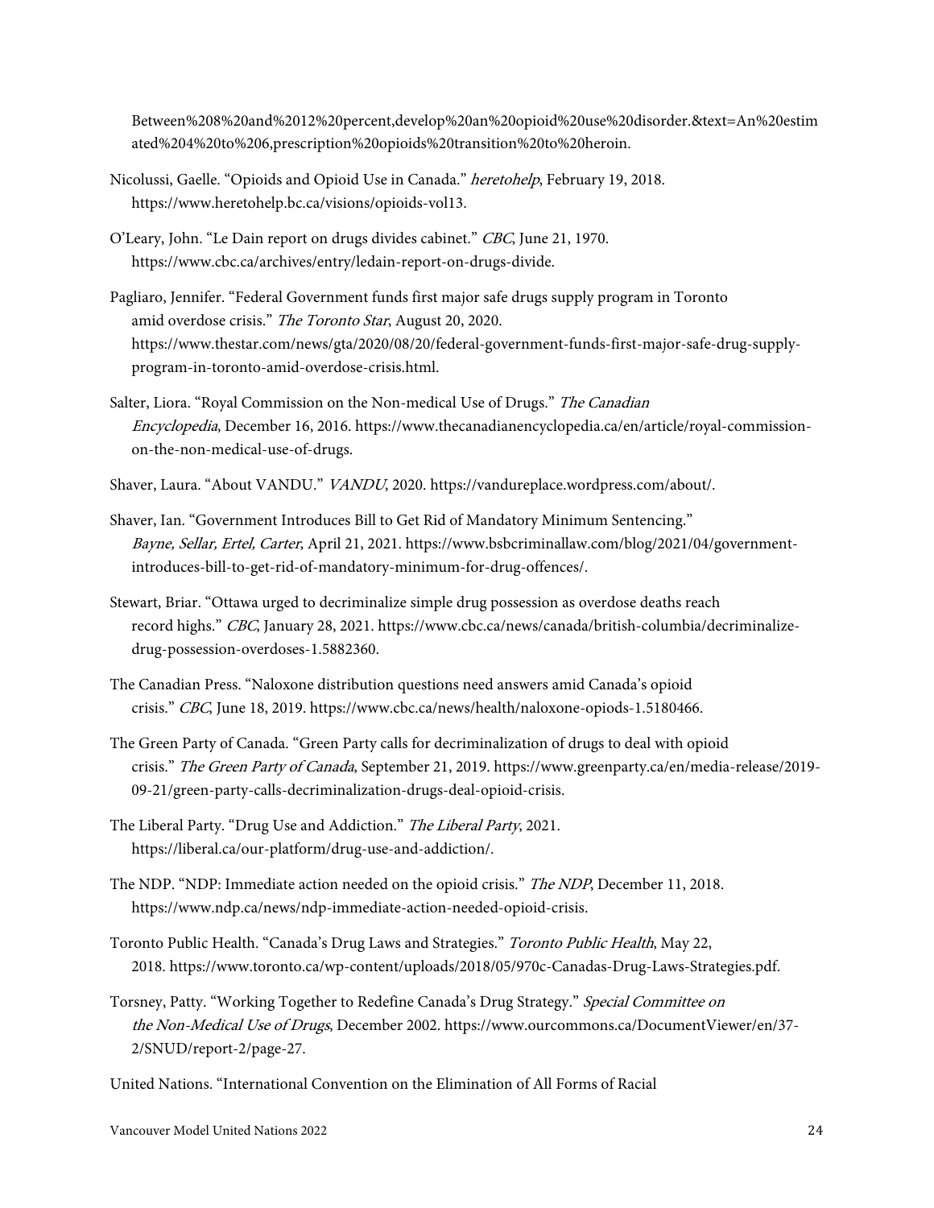Between%208%20and%2012%20percent,develop%20an%20opioid%20use%20disorder.&text=An%20estimated%204%20to%206,prescription%20opioids%20transition%20to%20heroin.

Nicolussi, Gaelle. "Opioids and Opioid Use in Canada." *heretohelp*, February 19, 2018. https://www.heretohelp.bc.ca/visions/opioids-vol13.

O'Leary, John. "Le Dain report on drugs divides cabinet." *CBC*, June 21, 1970. https://www.cbc.ca/archives/entry/ledain-report-on-drugs-divide.

Pagliaro, Jennifer. "Federal Government funds first major safe drugs supply program in Toronto amid overdose crisis." *The Toronto Star*, August 20, 2020. https://www.thestar.com/news/gta/2020/08/20/federal-government-funds-first-major-safe-drug-supply-program-in-toronto-amid-overdose-crisis.html.

Salter, Liora. "Royal Commission on the Non-medical Use of Drugs." *The Canadian Encyclopedia*, December 16, 2016. https://www.thecanadianencyclopedia.ca/en/article/royal-commission-on-the-non-medical-use-of-drugs.

Shaver, Laura. "About VANDU." *VANDU*, 2020. https://vandureplace.wordpress.com/about/.

Shaver, Ian. "Government Introduces Bill to Get Rid of Mandatory Minimum Sentencing." *Bayne, Sellar, Ertel, Carter*, April 21, 2021. https://www.bsbcriminallaw.com/blog/2021/04/government-introduces-bill-to-get-rid-of-mandatory-minimum-for-drug-offences/.

Stewart, Briar. "Ottawa urged to decriminalize simple drug possession as overdose deaths reach record highs." *CBC*, January 28, 2021. https://www.cbc.ca/news/canada/british-columbia/decriminalize-drug-possession-overdoses-1.5882360.

The Canadian Press. "Naloxone distribution questions need answers amid Canada's opioid crisis." *CBC*, June 18, 2019. https://www.cbc.ca/news/health/naloxone-opiods-1.5180466.

The Green Party of Canada. "Green Party calls for decriminalization of drugs to deal with opioid crisis." *The Green Party of Canada*, September 21, 2019. https://www.greenparty.ca/en/media-release/2019-09-21/green-party-calls-decriminalization-drugs-deal-opioid-crisis.

The Liberal Party. "Drug Use and Addiction." *The Liberal Party*, 2021. https://liberal.ca/our-platform/drug-use-and-addiction/.

The NDP. "NDP: Immediate action needed on the opioid crisis." *The NDP*, December 11, 2018. https://www.ndp.ca/news/ndp-immediate-action-needed-opioid-crisis.

Toronto Public Health. "Canada's Drug Laws and Strategies." *Toronto Public Health*, May 22, 2018. https://www.toronto.ca/wp-content/uploads/2018/05/970c-Canadas-Drug-Laws-Strategies.pdf.

Torsney, Patty. "Working Together to Redefine Canada's Drug Strategy." *Special Committee on the Non-Medical Use of Drugs*, December 2002. https://www.ourcommons.ca/DocumentViewer/en/37-2/SNUD/report-2/page-27.

United Nations. "International Convention on the Elimination of All Forms of Racial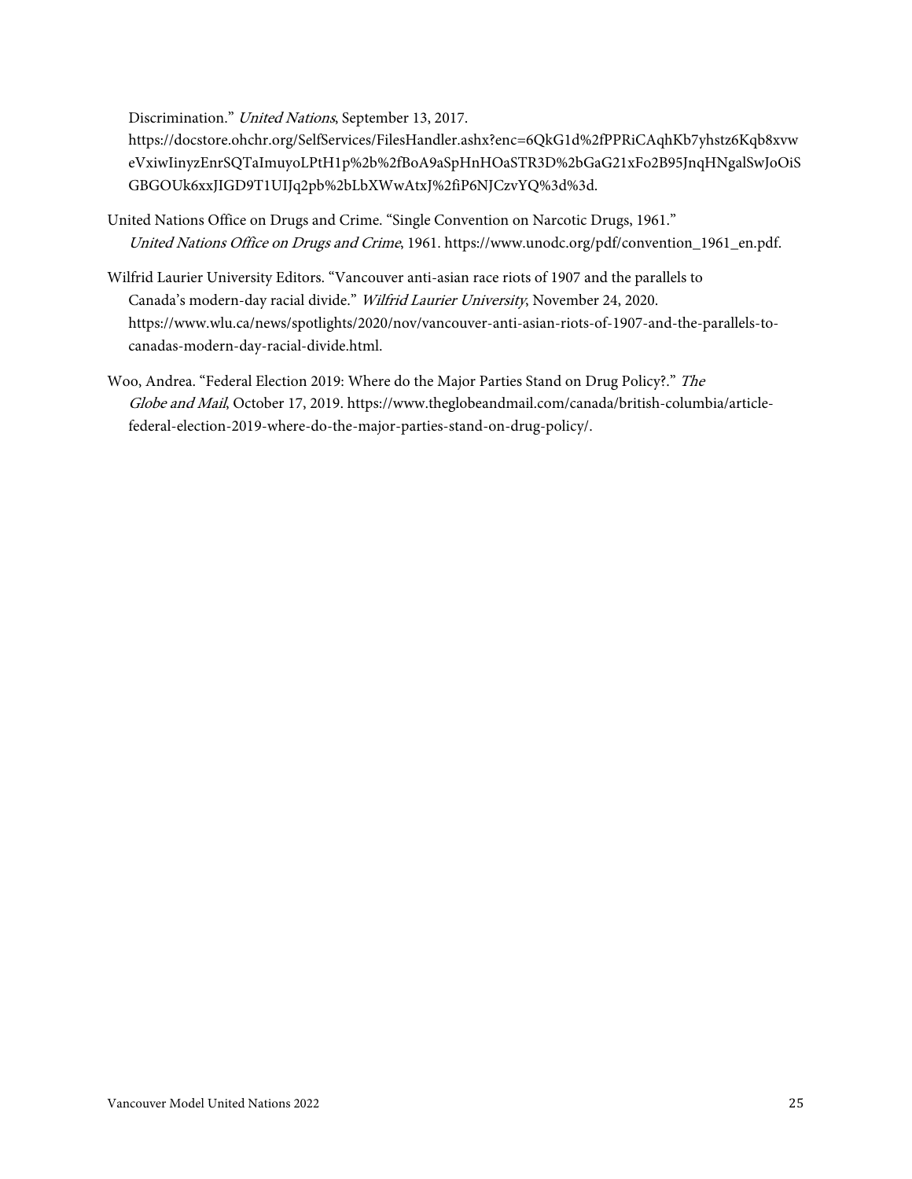Discrimination." *United Nations*, September 13, 2017. https://docstore.ohchr.org/SelfServices/FilesHandler.ashx?enc=6QkG1d%2fPPRiCAqhKb7yhstz6Kqb8xvweVxiwIinyzEnrSQTaImuyoLPtH1p%2b%2fBoA9aSpHnHOaSTR3D%2bGaG21xFo2B95JnqHNgalSwJoOiSGBGOUk6xxJIGD9T1UIJq2pb%2bLbXWwAtxJ%2fiP6NJCzvYQ%3d%3d.

United Nations Office on Drugs and Crime. "Single Convention on Narcotic Drugs, 1961." *United Nations Office on Drugs and Crime*, 1961. https://www.unodc.org/pdf/convention_1961_en.pdf.

Wilfrid Laurier University Editors. "Vancouver anti-asian race riots of 1907 and the parallels to Canada's modern-day racial divide." *Wilfrid Laurier University*, November 24, 2020. https://www.wlu.ca/news/spotlights/2020/nov/vancouver-anti-asian-riots-of-1907-and-the-parallels-to-canadas-modern-day-racial-divide.html.

Woo, Andrea. "Federal Election 2019: Where do the Major Parties Stand on Drug Policy?." *The Globe and Mail*, October 17, 2019. https://www.theglobeandmail.com/canada/british-columbia/article-federal-election-2019-where-do-the-major-parties-stand-on-drug-policy/.